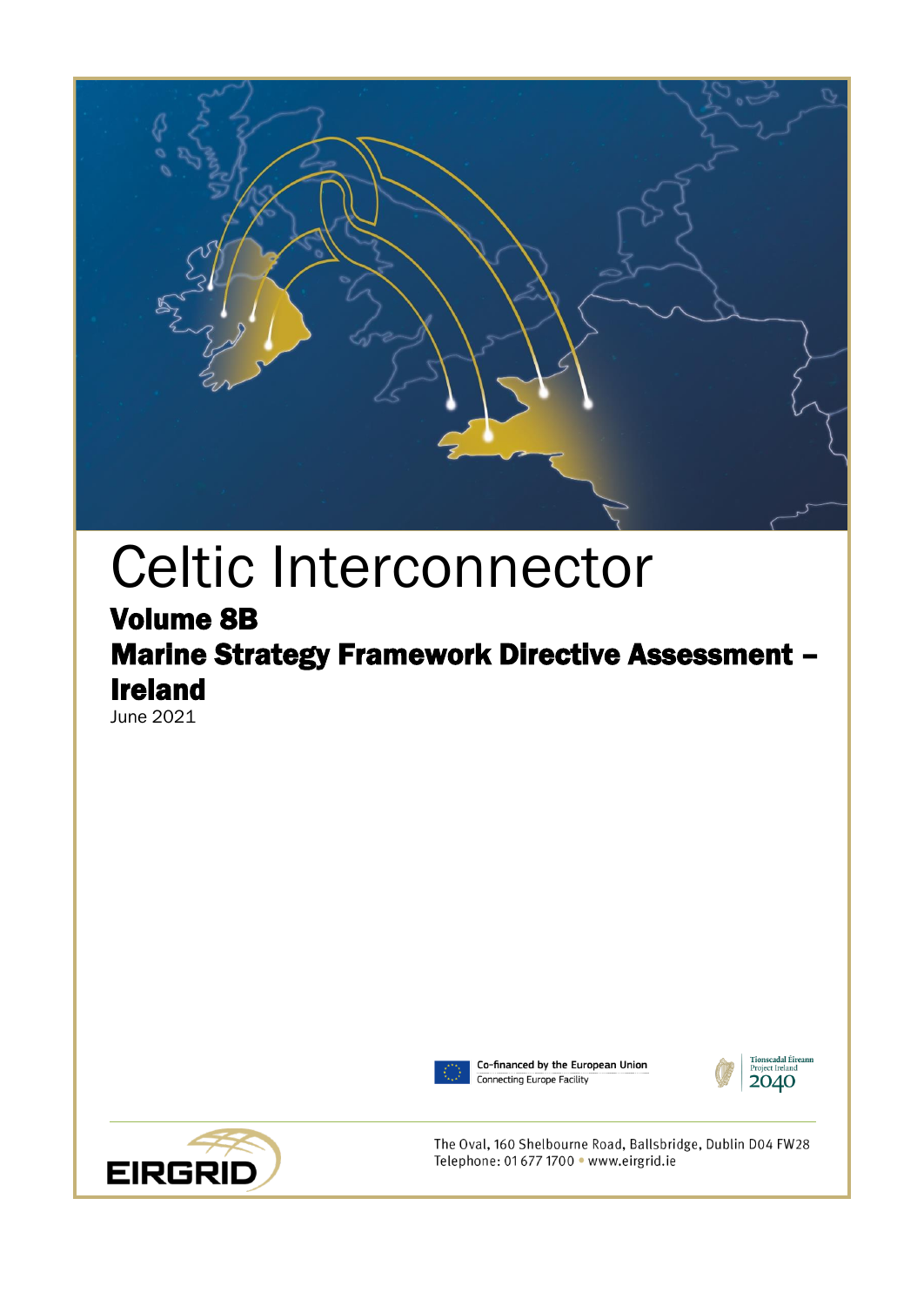# Celtic Interconnector

## Volume 8B

## Marine Strategy Framework Directive Assessment – Ireland

June 2021

Co-financed by the European Union
Connecting Europe Facility

Tionscadal Éireann
Project Ireland
2040

EIRGRID

The Oval, 160 Shelbourne Road, Ballsbridge, Dublin D04 FW28
Telephone: 01 677 1700 • www.eirgrid.ie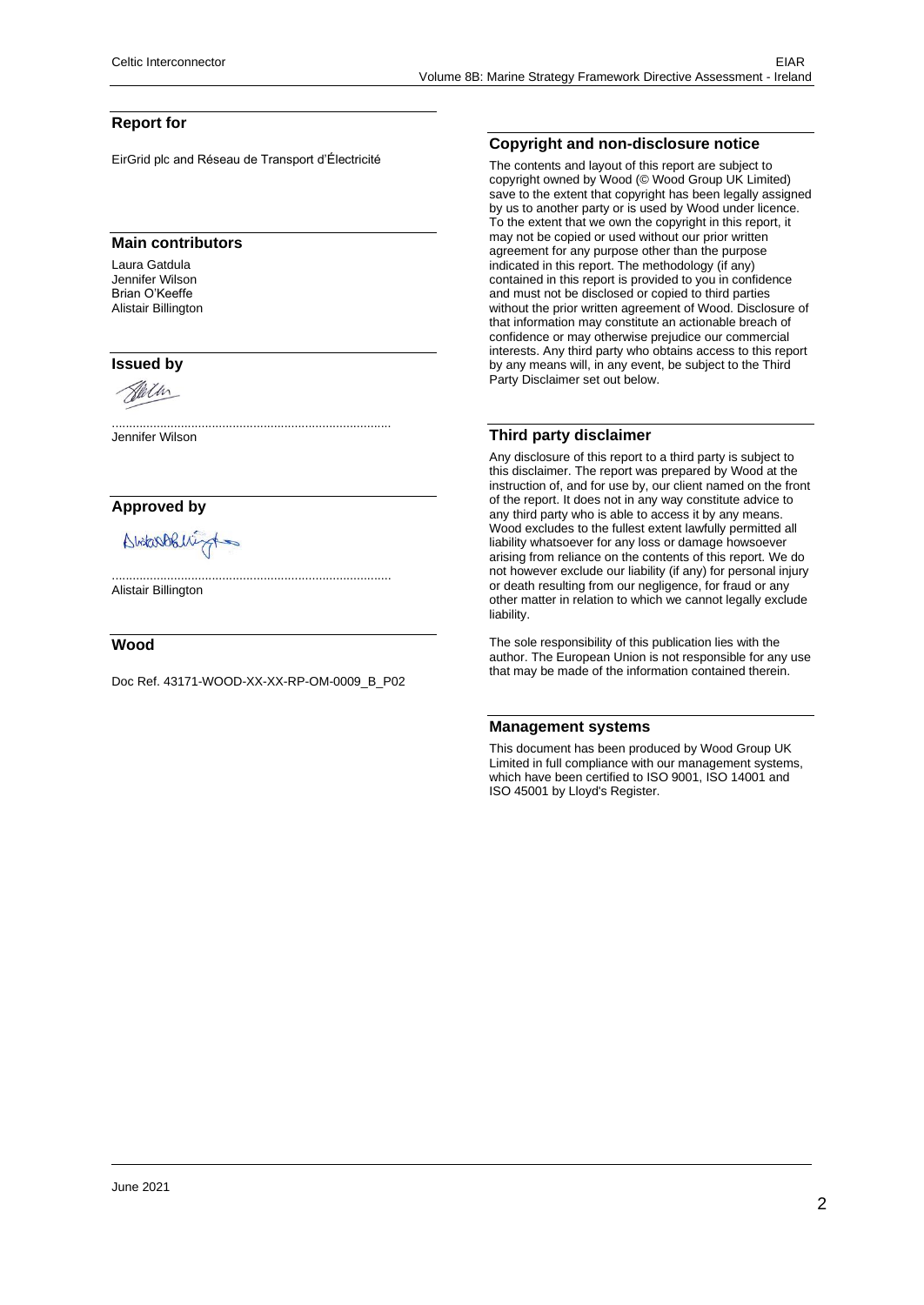## Report for

EirGrid plc and Réseau de Transport d'Électricité

## Main contributors

Laura Gatdula
Jennifer Wilson
Brian O'Keeffe
Alistair Billington

## Issued by

................................................................................
Jennifer Wilson

## Approved by

................................................................................
Alistair Billington

## Wood

Doc Ref. 43171-WOOD-XX-XX-RP-OM-0009_B_P02

## Copyright and non-disclosure notice

The contents and layout of this report are subject to copyright owned by Wood (© Wood Group UK Limited) save to the extent that copyright has been legally assigned by us to another party or is used by Wood under licence. To the extent that we own the copyright in this report, it may not be copied or used without our prior written agreement for any purpose other than the purpose indicated in this report. The methodology (if any) contained in this report is provided to you in confidence and must not be disclosed or copied to third parties without the prior written agreement of Wood. Disclosure of that information may constitute an actionable breach of confidence or may otherwise prejudice our commercial interests. Any third party who obtains access to this report by any means will, in any event, be subject to the Third Party Disclaimer set out below.

## Third party disclaimer

Any disclosure of this report to a third party is subject to this disclaimer. The report was prepared by Wood at the instruction of, and for use by, our client named on the front of the report. It does not in any way constitute advice to any third party who is able to access it by any means. Wood excludes to the fullest extent lawfully permitted all liability whatsoever for any loss or damage howsoever arising from reliance on the contents of this report. We do not however exclude our liability (if any) for personal injury or death resulting from our negligence, for fraud or any other matter in relation to which we cannot legally exclude liability.

The sole responsibility of this publication lies with the author. The European Union is not responsible for any use that may be made of the information contained therein.

## Management systems

This document has been produced by Wood Group UK Limited in full compliance with our management systems, which have been certified to ISO 9001, ISO 14001 and ISO 45001 by Lloyd's Register.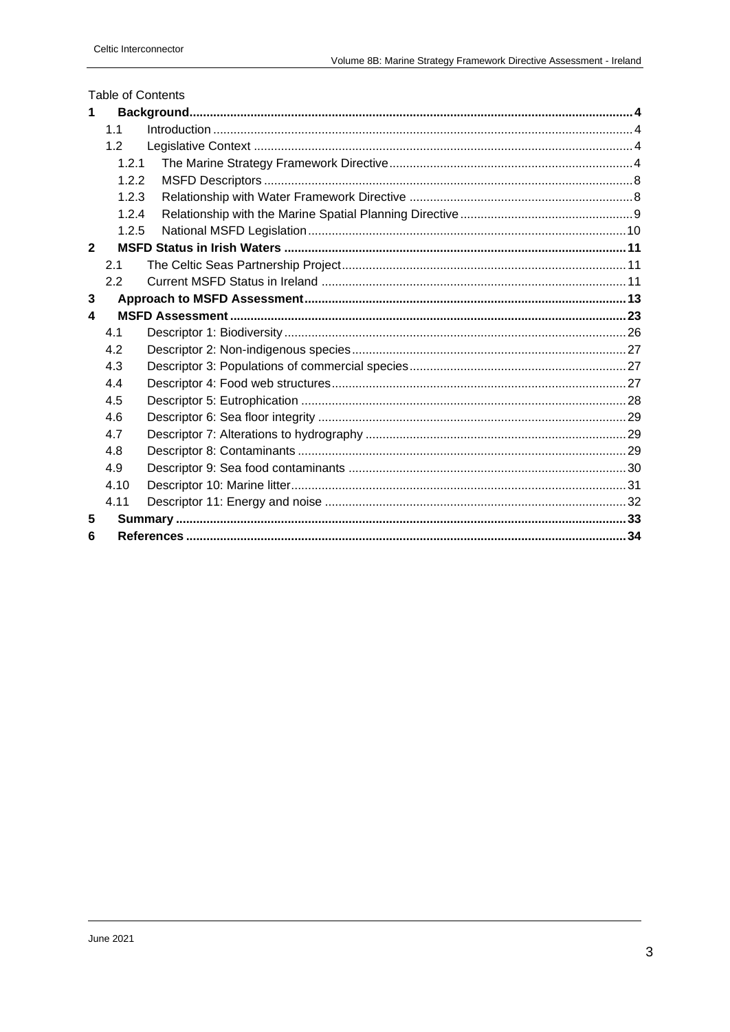Table of Contents

- **1 Background** .......... 4
  - 1.1 Introduction .......... 4
  - 1.2 Legislative Context .......... 4
    - 1.2.1 The Marine Strategy Framework Directive .......... 4
    - 1.2.2 MSFD Descriptors .......... 8
    - 1.2.3 Relationship with Water Framework Directive .......... 8
    - 1.2.4 Relationship with the Marine Spatial Planning Directive .......... 9
    - 1.2.5 National MSFD Legislation .......... 10
- **2 MSFD Status in Irish Waters** .......... 11
  - 2.1 The Celtic Seas Partnership Project .......... 11
  - 2.2 Current MSFD Status in Ireland .......... 11
- **3 Approach to MSFD Assessment** .......... 13
- **4 MSFD Assessment** .......... 23
  - 4.1 Descriptor 1: Biodiversity .......... 26
  - 4.2 Descriptor 2: Non-indigenous species .......... 27
  - 4.3 Descriptor 3: Populations of commercial species .......... 27
  - 4.4 Descriptor 4: Food web structures .......... 27
  - 4.5 Descriptor 5: Eutrophication .......... 28
  - 4.6 Descriptor 6: Sea floor integrity .......... 29
  - 4.7 Descriptor 7: Alterations to hydrography .......... 29
  - 4.8 Descriptor 8: Contaminants .......... 29
  - 4.9 Descriptor 9: Sea food contaminants .......... 30
  - 4.10 Descriptor 10: Marine litter .......... 31
  - 4.11 Descriptor 11: Energy and noise .......... 32
- **5 Summary** .......... 33
- **6 References** .......... 34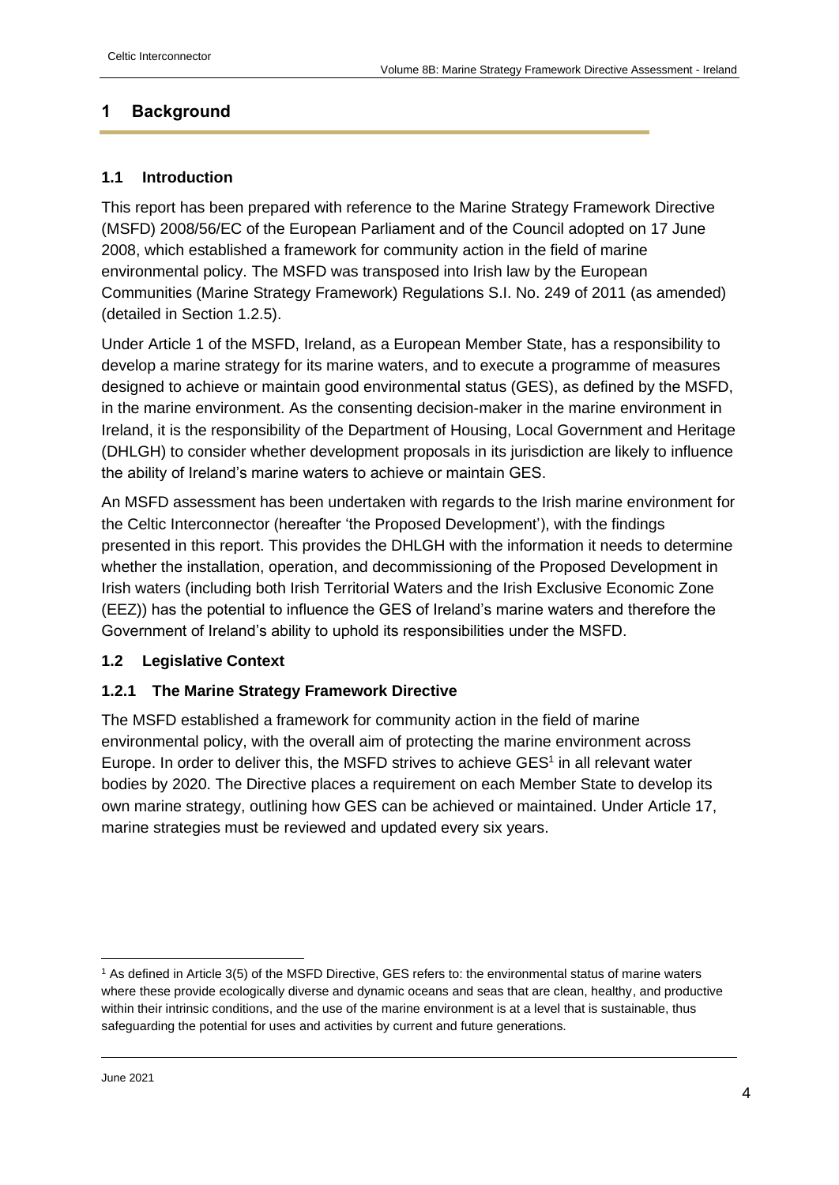# 1 Background

## 1.1 Introduction

This report has been prepared with reference to the Marine Strategy Framework Directive (MSFD) 2008/56/EC of the European Parliament and of the Council adopted on 17 June 2008, which established a framework for community action in the field of marine environmental policy. The MSFD was transposed into Irish law by the European Communities (Marine Strategy Framework) Regulations S.I. No. 249 of 2011 (as amended) (detailed in Section 1.2.5).

Under Article 1 of the MSFD, Ireland, as a European Member State, has a responsibility to develop a marine strategy for its marine waters, and to execute a programme of measures designed to achieve or maintain good environmental status (GES), as defined by the MSFD, in the marine environment. As the consenting decision-maker in the marine environment in Ireland, it is the responsibility of the Department of Housing, Local Government and Heritage (DHLGH) to consider whether development proposals in its jurisdiction are likely to influence the ability of Ireland's marine waters to achieve or maintain GES.

An MSFD assessment has been undertaken with regards to the Irish marine environment for the Celtic Interconnector (hereafter 'the Proposed Development'), with the findings presented in this report. This provides the DHLGH with the information it needs to determine whether the installation, operation, and decommissioning of the Proposed Development in Irish waters (including both Irish Territorial Waters and the Irish Exclusive Economic Zone (EEZ)) has the potential to influence the GES of Ireland's marine waters and therefore the Government of Ireland's ability to uphold its responsibilities under the MSFD.

## 1.2 Legislative Context

### 1.2.1 The Marine Strategy Framework Directive

The MSFD established a framework for community action in the field of marine environmental policy, with the overall aim of protecting the marine environment across Europe. In order to deliver this, the MSFD strives to achieve GES[1] in all relevant water bodies by 2020. The Directive places a requirement on each Member State to develop its own marine strategy, outlining how GES can be achieved or maintained. Under Article 17, marine strategies must be reviewed and updated every six years.

[1] As defined in Article 3(5) of the MSFD Directive, GES refers to: the environmental status of marine waters where these provide ecologically diverse and dynamic oceans and seas that are clean, healthy, and productive within their intrinsic conditions, and the use of the marine environment is at a level that is sustainable, thus safeguarding the potential for uses and activities by current and future generations.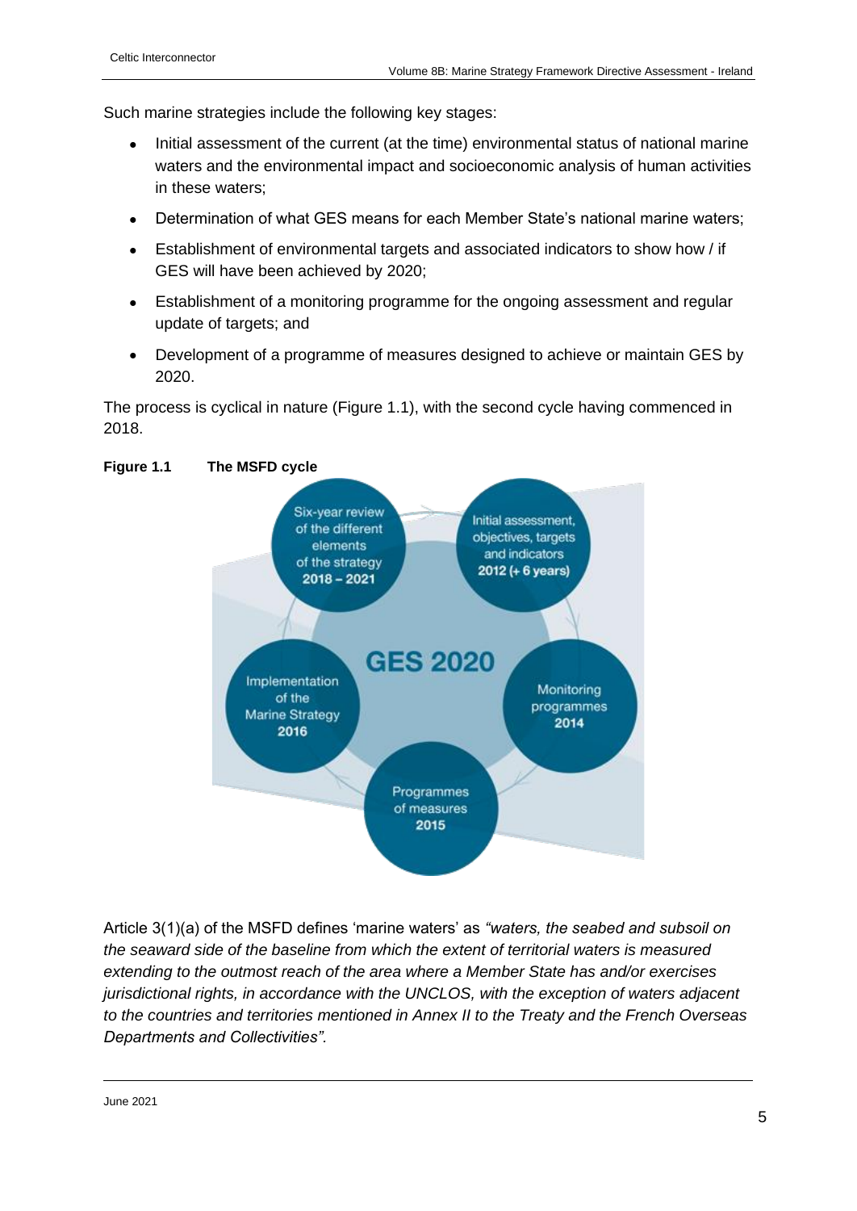Such marine strategies include the following key stages:

- Initial assessment of the current (at the time) environmental status of national marine waters and the environmental impact and socioeconomic analysis of human activities in these waters;
- Determination of what GES means for each Member State's national marine waters;
- Establishment of environmental targets and associated indicators to show how / if GES will have been achieved by 2020;
- Establishment of a monitoring programme for the ongoing assessment and regular update of targets; and
- Development of a programme of measures designed to achieve or maintain GES by 2020.

The process is cyclical in nature (Figure 1.1), with the second cycle having commenced in 2018.

**Figure 1.1 The MSFD cycle**

GES 2020

- Initial assessment, objectives, targets and indicators **2012 (+ 6 years)**
- Monitoring programmes **2014**
- Programmes of measures **2015**
- Implementation of the Marine Strategy **2016**
- Six-year review of the different elements of the strategy **2018 – 2021**

Article 3(1)(a) of the MSFD defines 'marine waters' as *"waters, the seabed and subsoil on the seaward side of the baseline from which the extent of territorial waters is measured extending to the outmost reach of the area where a Member State has and/or exercises jurisdictional rights, in accordance with the UNCLOS, with the exception of waters adjacent to the countries and territories mentioned in Annex II to the Treaty and the French Overseas Departments and Collectivities".*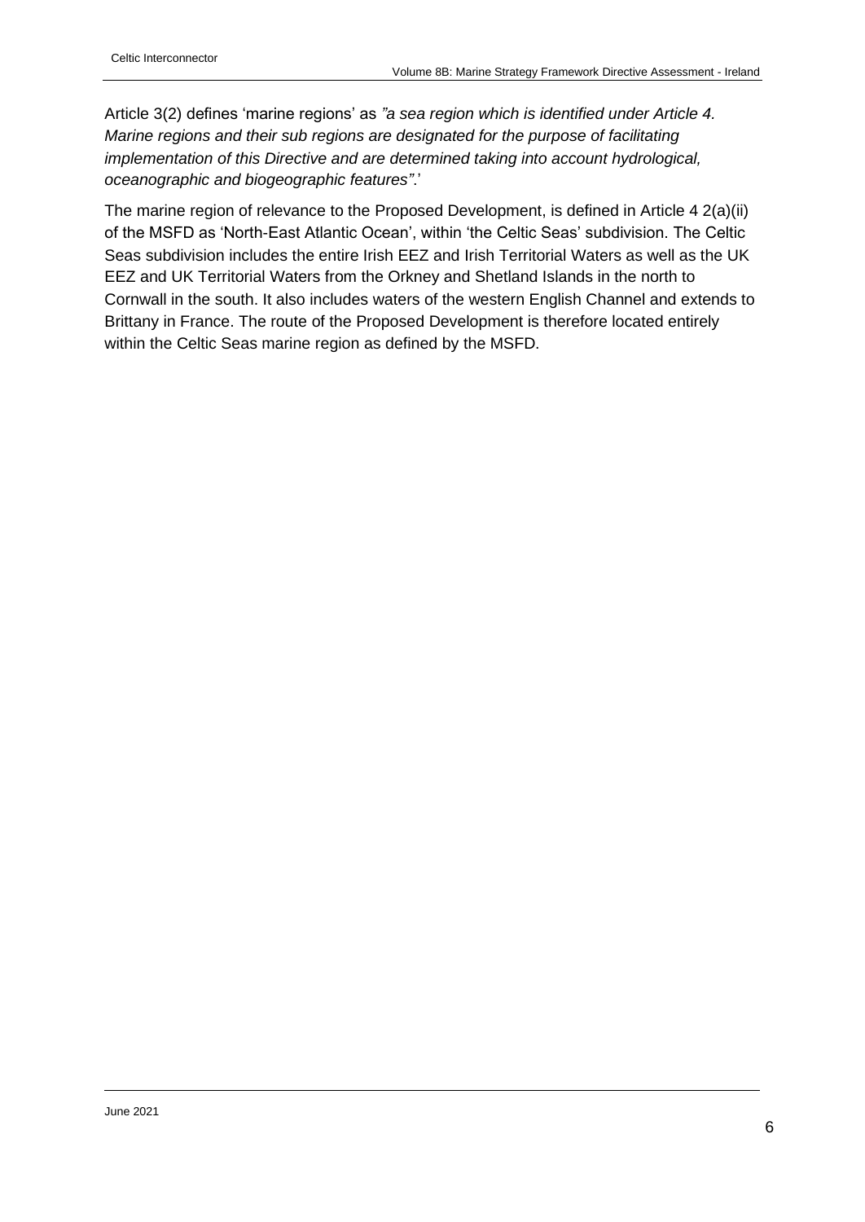Article 3(2) defines 'marine regions' as *"a sea region which is identified under Article 4. Marine regions and their sub regions are designated for the purpose of facilitating implementation of this Directive and are determined taking into account hydrological, oceanographic and biogeographic features"*.'

The marine region of relevance to the Proposed Development, is defined in Article 4 2(a)(ii) of the MSFD as 'North-East Atlantic Ocean', within 'the Celtic Seas' subdivision. The Celtic Seas subdivision includes the entire Irish EEZ and Irish Territorial Waters as well as the UK EEZ and UK Territorial Waters from the Orkney and Shetland Islands in the north to Cornwall in the south. It also includes waters of the western English Channel and extends to Brittany in France. The route of the Proposed Development is therefore located entirely within the Celtic Seas marine region as defined by the MSFD.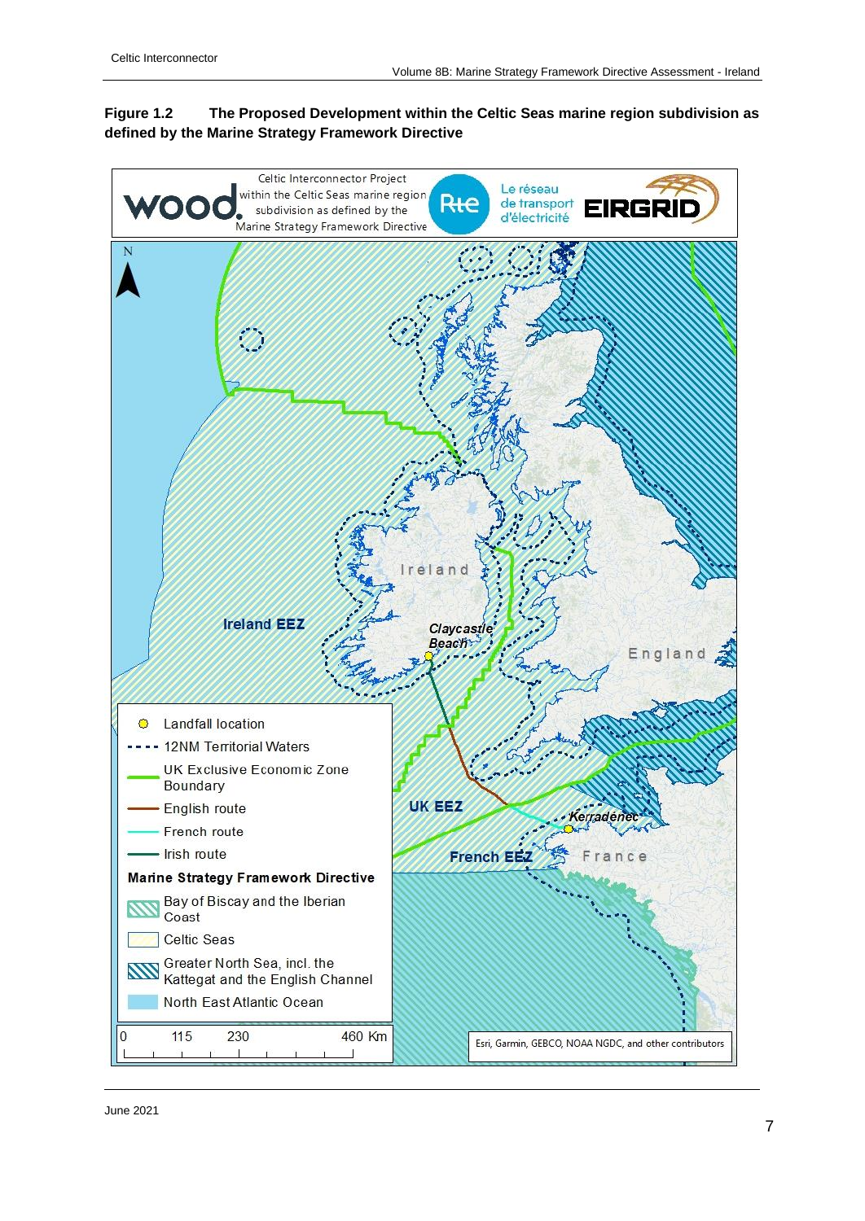**Figure 1.2 The Proposed Development within the Celtic Seas marine region subdivision as defined by the Marine Strategy Framework Directive**

Celtic Interconnector Project within the Celtic Seas marine region subdivision as defined by the Marine Strategy Framework Directive

Ireland EEZ

UK EEZ

French EEZ

Ireland

England

France

Claycastle Beach

Kerradénec

Legend:

- Landfall location
- 12NM Territorial Waters
- UK Exclusive Economic Zone Boundary
- English route
- French route
- Irish route

**Marine Strategy Framework Directive**

- Bay of Biscay and the Iberian Coast
- Celtic Seas
- Greater North Sea, incl. the Kattegat and the English Channel
- North East Atlantic Ocean

0 115 230 460 Km

Esri, Garmin, GEBCO, NOAA NGDC, and other contributors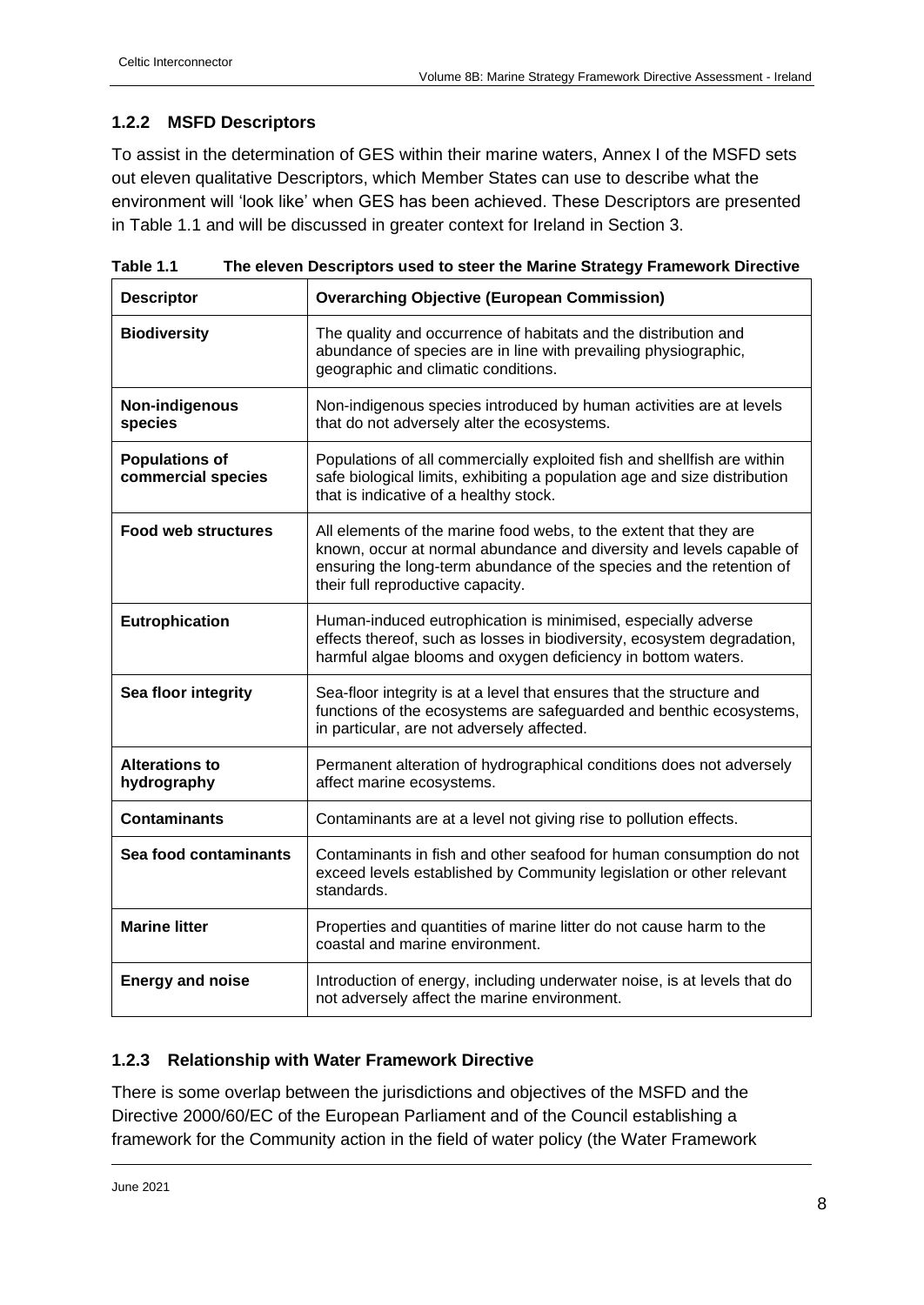### 1.2.2 MSFD Descriptors

To assist in the determination of GES within their marine waters, Annex I of the MSFD sets out eleven qualitative Descriptors, which Member States can use to describe what the environment will 'look like' when GES has been achieved. These Descriptors are presented in Table 1.1 and will be discussed in greater context for Ireland in Section 3.

**Table 1.1 The eleven Descriptors used to steer the Marine Strategy Framework Directive**

| Descriptor | Overarching Objective (European Commission) |
|---|---|
| **Biodiversity** | The quality and occurrence of habitats and the distribution and abundance of species are in line with prevailing physiographic, geographic and climatic conditions. |
| **Non-indigenous species** | Non-indigenous species introduced by human activities are at levels that do not adversely alter the ecosystems. |
| **Populations of commercial species** | Populations of all commercially exploited fish and shellfish are within safe biological limits, exhibiting a population age and size distribution that is indicative of a healthy stock. |
| **Food web structures** | All elements of the marine food webs, to the extent that they are known, occur at normal abundance and diversity and levels capable of ensuring the long-term abundance of the species and the retention of their full reproductive capacity. |
| **Eutrophication** | Human-induced eutrophication is minimised, especially adverse effects thereof, such as losses in biodiversity, ecosystem degradation, harmful algae blooms and oxygen deficiency in bottom waters. |
| **Sea floor integrity** | Sea-floor integrity is at a level that ensures that the structure and functions of the ecosystems are safeguarded and benthic ecosystems, in particular, are not adversely affected. |
| **Alterations to hydrography** | Permanent alteration of hydrographical conditions does not adversely affect marine ecosystems. |
| **Contaminants** | Contaminants are at a level not giving rise to pollution effects. |
| **Sea food contaminants** | Contaminants in fish and other seafood for human consumption do not exceed levels established by Community legislation or other relevant standards. |
| **Marine litter** | Properties and quantities of marine litter do not cause harm to the coastal and marine environment. |
| **Energy and noise** | Introduction of energy, including underwater noise, is at levels that do not adversely affect the marine environment. |

### 1.2.3 Relationship with Water Framework Directive

There is some overlap between the jurisdictions and objectives of the MSFD and the Directive 2000/60/EC of the European Parliament and of the Council establishing a framework for the Community action in the field of water policy (the Water Framework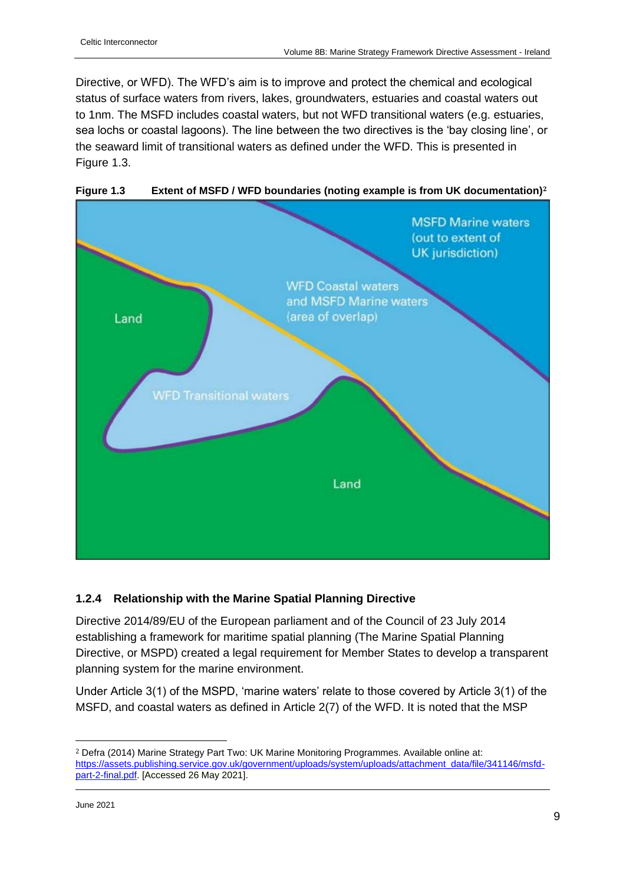Directive, or WFD). The WFD's aim is to improve and protect the chemical and ecological status of surface waters from rivers, lakes, groundwaters, estuaries and coastal waters out to 1nm. The MSFD includes coastal waters, but not WFD transitional waters (e.g. estuaries, sea lochs or coastal lagoons). The line between the two directives is the 'bay closing line', or the seaward limit of transitional waters as defined under the WFD. This is presented in Figure 1.3.

**Figure 1.3 Extent of MSFD / WFD boundaries (noting example is from UK documentation)**[2]

### 1.2.4 Relationship with the Marine Spatial Planning Directive

Directive 2014/89/EU of the European parliament and of the Council of 23 July 2014 establishing a framework for maritime spatial planning (The Marine Spatial Planning Directive, or MSPD) created a legal requirement for Member States to develop a transparent planning system for the marine environment.

Under Article 3(1) of the MSPD, 'marine waters' relate to those covered by Article 3(1) of the MSFD, and coastal waters as defined in Article 2(7) of the WFD. It is noted that the MSP

---

[2] Defra (2014) Marine Strategy Part Two: UK Marine Monitoring Programmes. Available online at: https://assets.publishing.service.gov.uk/government/uploads/system/uploads/attachment_data/file/341146/msfd-part-2-final.pdf. [Accessed 26 May 2021].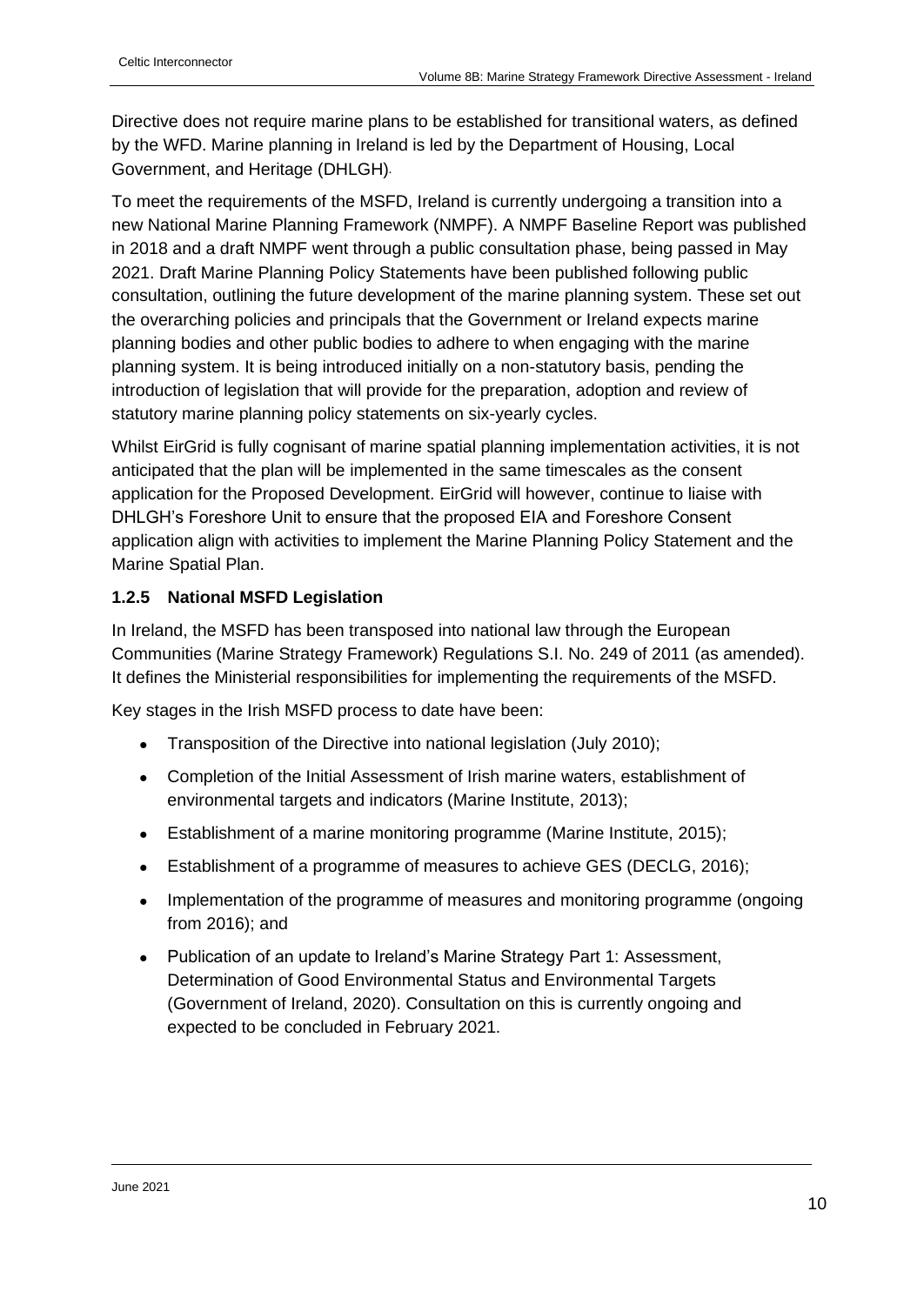Directive does not require marine plans to be established for transitional waters, as defined by the WFD. Marine planning in Ireland is led by the Department of Housing, Local Government, and Heritage (DHLGH).

To meet the requirements of the MSFD, Ireland is currently undergoing a transition into a new National Marine Planning Framework (NMPF). A NMPF Baseline Report was published in 2018 and a draft NMPF went through a public consultation phase, being passed in May 2021. Draft Marine Planning Policy Statements have been published following public consultation, outlining the future development of the marine planning system. These set out the overarching policies and principals that the Government or Ireland expects marine planning bodies and other public bodies to adhere to when engaging with the marine planning system. It is being introduced initially on a non-statutory basis, pending the introduction of legislation that will provide for the preparation, adoption and review of statutory marine planning policy statements on six-yearly cycles.

Whilst EirGrid is fully cognisant of marine spatial planning implementation activities, it is not anticipated that the plan will be implemented in the same timescales as the consent application for the Proposed Development. EirGrid will however, continue to liaise with DHLGH's Foreshore Unit to ensure that the proposed EIA and Foreshore Consent application align with activities to implement the Marine Planning Policy Statement and the Marine Spatial Plan.

### 1.2.5 National MSFD Legislation

In Ireland, the MSFD has been transposed into national law through the European Communities (Marine Strategy Framework) Regulations S.I. No. 249 of 2011 (as amended). It defines the Ministerial responsibilities for implementing the requirements of the MSFD.

Key stages in the Irish MSFD process to date have been:

- Transposition of the Directive into national legislation (July 2010);
- Completion of the Initial Assessment of Irish marine waters, establishment of environmental targets and indicators (Marine Institute, 2013);
- Establishment of a marine monitoring programme (Marine Institute, 2015);
- Establishment of a programme of measures to achieve GES (DECLG, 2016);
- Implementation of the programme of measures and monitoring programme (ongoing from 2016); and
- Publication of an update to Ireland's Marine Strategy Part 1: Assessment, Determination of Good Environmental Status and Environmental Targets (Government of Ireland, 2020). Consultation on this is currently ongoing and expected to be concluded in February 2021.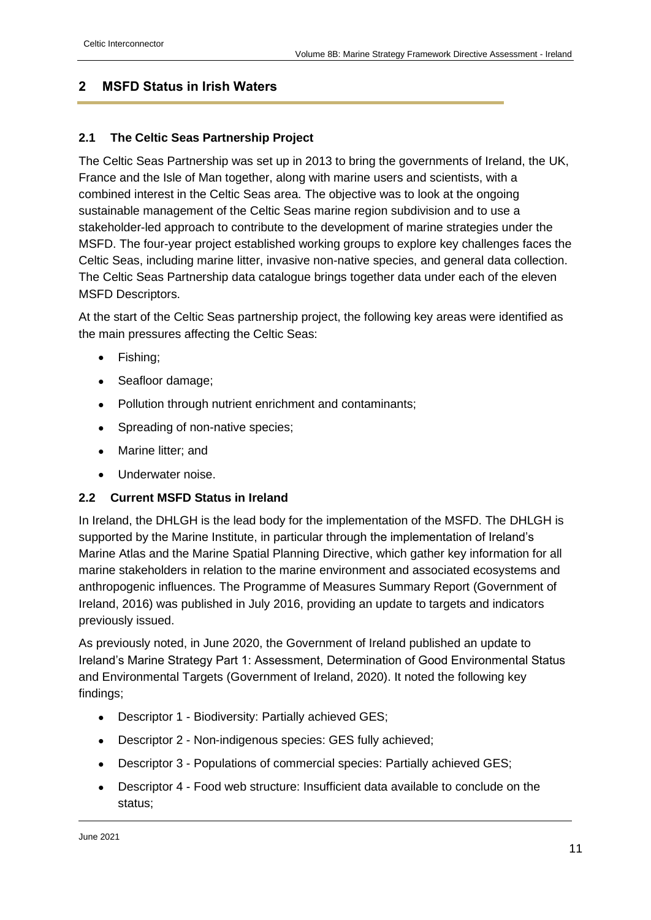## 2 MSFD Status in Irish Waters

### 2.1 The Celtic Seas Partnership Project

The Celtic Seas Partnership was set up in 2013 to bring the governments of Ireland, the UK, France and the Isle of Man together, along with marine users and scientists, with a combined interest in the Celtic Seas area. The objective was to look at the ongoing sustainable management of the Celtic Seas marine region subdivision and to use a stakeholder-led approach to contribute to the development of marine strategies under the MSFD. The four-year project established working groups to explore key challenges faces the Celtic Seas, including marine litter, invasive non-native species, and general data collection. The Celtic Seas Partnership data catalogue brings together data under each of the eleven MSFD Descriptors.

At the start of the Celtic Seas partnership project, the following key areas were identified as the main pressures affecting the Celtic Seas:

- Fishing;
- Seafloor damage;
- Pollution through nutrient enrichment and contaminants;
- Spreading of non-native species;
- Marine litter; and
- Underwater noise.

### 2.2 Current MSFD Status in Ireland

In Ireland, the DHLGH is the lead body for the implementation of the MSFD. The DHLGH is supported by the Marine Institute, in particular through the implementation of Ireland's Marine Atlas and the Marine Spatial Planning Directive, which gather key information for all marine stakeholders in relation to the marine environment and associated ecosystems and anthropogenic influences. The Programme of Measures Summary Report (Government of Ireland, 2016) was published in July 2016, providing an update to targets and indicators previously issued.

As previously noted, in June 2020, the Government of Ireland published an update to Ireland's Marine Strategy Part 1: Assessment, Determination of Good Environmental Status and Environmental Targets (Government of Ireland, 2020). It noted the following key findings;

- Descriptor 1 - Biodiversity: Partially achieved GES;
- Descriptor 2 - Non-indigenous species: GES fully achieved;
- Descriptor 3 - Populations of commercial species: Partially achieved GES;
- Descriptor 4 - Food web structure: Insufficient data available to conclude on the status;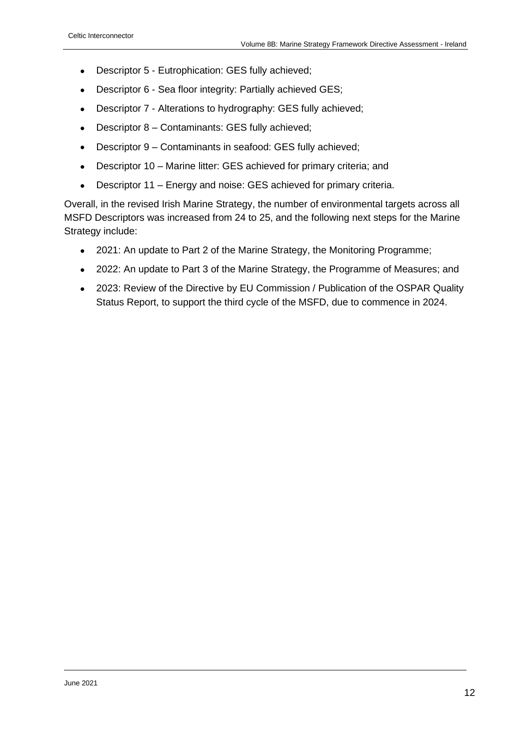- Descriptor 5 - Eutrophication: GES fully achieved;
- Descriptor 6 - Sea floor integrity: Partially achieved GES;
- Descriptor 7 - Alterations to hydrography: GES fully achieved;
- Descriptor 8 – Contaminants: GES fully achieved;
- Descriptor 9 – Contaminants in seafood: GES fully achieved;
- Descriptor 10 – Marine litter: GES achieved for primary criteria; and
- Descriptor 11 – Energy and noise: GES achieved for primary criteria.

Overall, in the revised Irish Marine Strategy, the number of environmental targets across all MSFD Descriptors was increased from 24 to 25, and the following next steps for the Marine Strategy include:

- 2021: An update to Part 2 of the Marine Strategy, the Monitoring Programme;
- 2022: An update to Part 3 of the Marine Strategy, the Programme of Measures; and
- 2023: Review of the Directive by EU Commission / Publication of the OSPAR Quality Status Report, to support the third cycle of the MSFD, due to commence in 2024.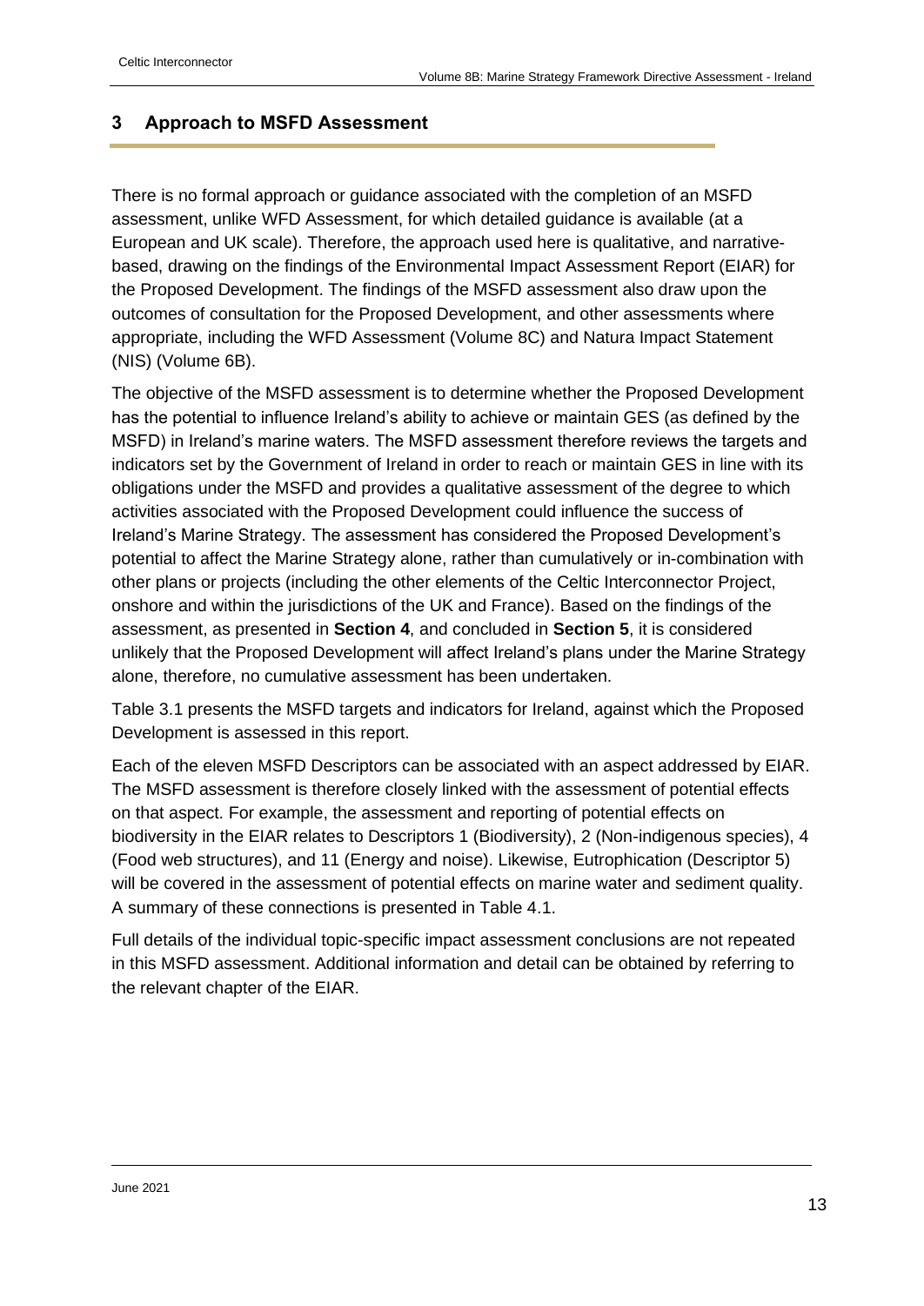## 3 Approach to MSFD Assessment

There is no formal approach or guidance associated with the completion of an MSFD assessment, unlike WFD Assessment, for which detailed guidance is available (at a European and UK scale). Therefore, the approach used here is qualitative, and narrative-based, drawing on the findings of the Environmental Impact Assessment Report (EIAR) for the Proposed Development. The findings of the MSFD assessment also draw upon the outcomes of consultation for the Proposed Development, and other assessments where appropriate, including the WFD Assessment (Volume 8C) and Natura Impact Statement (NIS) (Volume 6B).

The objective of the MSFD assessment is to determine whether the Proposed Development has the potential to influence Ireland's ability to achieve or maintain GES (as defined by the MSFD) in Ireland's marine waters. The MSFD assessment therefore reviews the targets and indicators set by the Government of Ireland in order to reach or maintain GES in line with its obligations under the MSFD and provides a qualitative assessment of the degree to which activities associated with the Proposed Development could influence the success of Ireland's Marine Strategy. The assessment has considered the Proposed Development's potential to affect the Marine Strategy alone, rather than cumulatively or in-combination with other plans or projects (including the other elements of the Celtic Interconnector Project, onshore and within the jurisdictions of the UK and France). Based on the findings of the assessment, as presented in **Section 4**, and concluded in **Section 5**, it is considered unlikely that the Proposed Development will affect Ireland's plans under the Marine Strategy alone, therefore, no cumulative assessment has been undertaken.

Table 3.1 presents the MSFD targets and indicators for Ireland, against which the Proposed Development is assessed in this report.

Each of the eleven MSFD Descriptors can be associated with an aspect addressed by EIAR. The MSFD assessment is therefore closely linked with the assessment of potential effects on that aspect. For example, the assessment and reporting of potential effects on biodiversity in the EIAR relates to Descriptors 1 (Biodiversity), 2 (Non-indigenous species), 4 (Food web structures), and 11 (Energy and noise). Likewise, Eutrophication (Descriptor 5) will be covered in the assessment of potential effects on marine water and sediment quality. A summary of these connections is presented in Table 4.1.

Full details of the individual topic-specific impact assessment conclusions are not repeated in this MSFD assessment. Additional information and detail can be obtained by referring to the relevant chapter of the EIAR.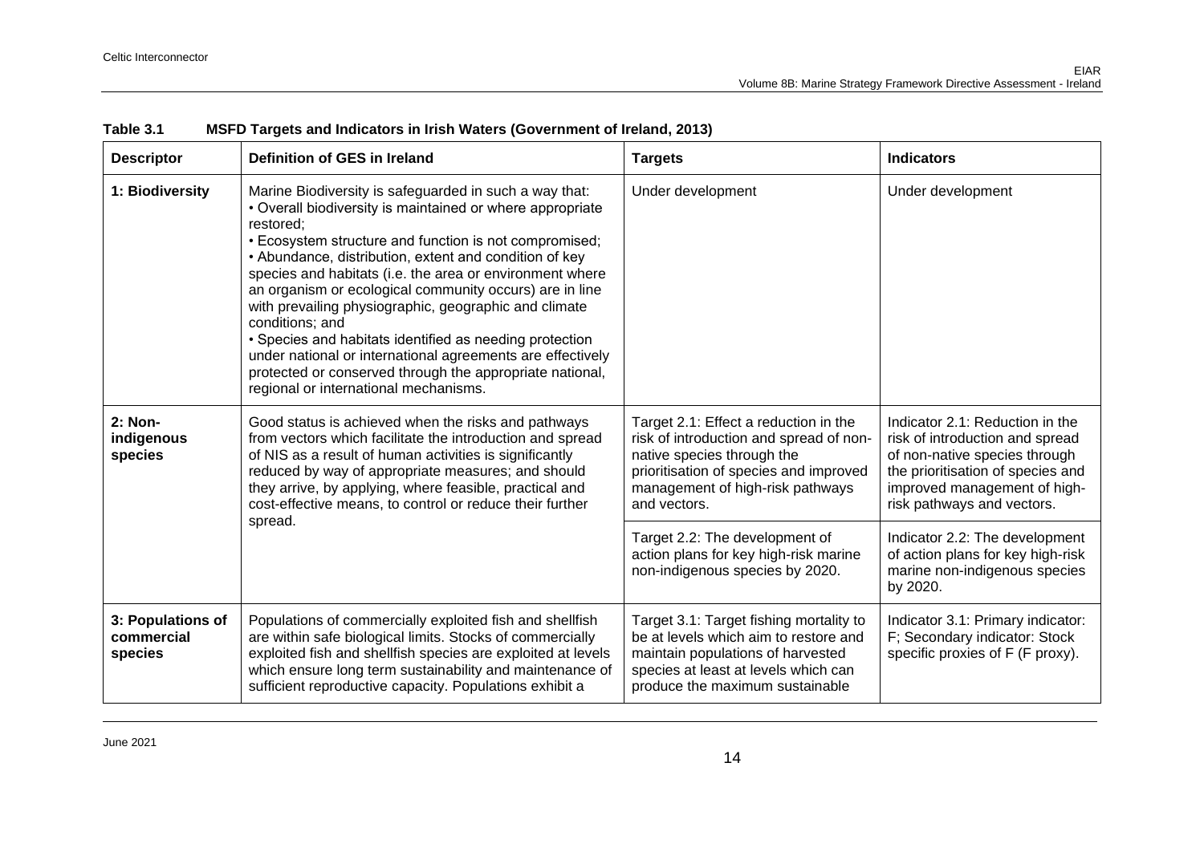**Table 3.1 MSFD Targets and Indicators in Irish Waters (Government of Ireland, 2013)**

| Descriptor | Definition of GES in Ireland | Targets | Indicators |
|---|---|---|---|
| **1: Biodiversity** | Marine Biodiversity is safeguarded in such a way that: • Overall biodiversity is maintained or where appropriate restored; • Ecosystem structure and function is not compromised; • Abundance, distribution, extent and condition of key species and habitats (i.e. the area or environment where an organism or ecological community occurs) are in line with prevailing physiographic, geographic and climate conditions; and • Species and habitats identified as needing protection under national or international agreements are effectively protected or conserved through the appropriate national, regional or international mechanisms. | Under development | Under development |
| **2: Non-indigenous species** | Good status is achieved when the risks and pathways from vectors which facilitate the introduction and spread of NIS as a result of human activities is significantly reduced by way of appropriate measures; and should they arrive, by applying, where feasible, practical and cost-effective means, to control or reduce their further spread. | Target 2.1: Effect a reduction in the risk of introduction and spread of non-native species through the prioritisation of species and improved management of high-risk pathways and vectors. | Indicator 2.1: Reduction in the risk of introduction and spread of non-native species through the prioritisation of species and improved management of high-risk pathways and vectors. |
| | | Target 2.2: The development of action plans for key high-risk marine non-indigenous species by 2020. | Indicator 2.2: The development of action plans for key high-risk marine non-indigenous species by 2020. |
| **3: Populations of commercial species** | Populations of commercially exploited fish and shellfish are within safe biological limits. Stocks of commercially exploited fish and shellfish species are exploited at levels which ensure long term sustainability and maintenance of sufficient reproductive capacity. Populations exhibit a | Target 3.1: Target fishing mortality to be at levels which aim to restore and maintain populations of harvested species at least at levels which can produce the maximum sustainable | Indicator 3.1: Primary indicator: F; Secondary indicator: Stock specific proxies of F (F proxy). |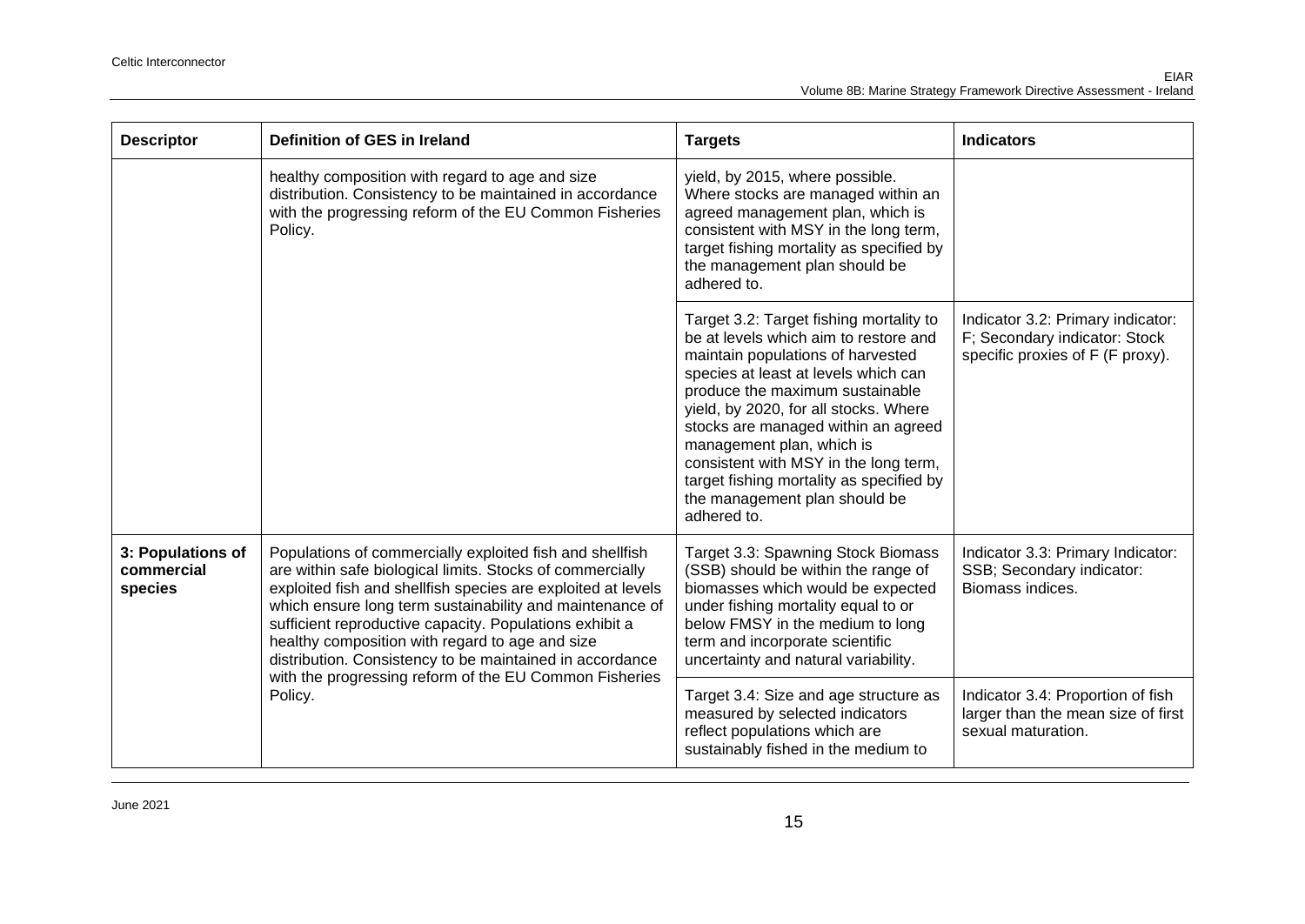| Descriptor | Definition of GES in Ireland | Targets | Indicators |
|---|---|---|---|
| | healthy composition with regard to age and size distribution. Consistency to be maintained in accordance with the progressing reform of the EU Common Fisheries Policy. | yield, by 2015, where possible. Where stocks are managed within an agreed management plan, which is consistent with MSY in the long term, target fishing mortality as specified by the management plan should be adhered to. | |
| | | Target 3.2: Target fishing mortality to be at levels which aim to restore and maintain populations of harvested species at least at levels which can produce the maximum sustainable yield, by 2020, for all stocks. Where stocks are managed within an agreed management plan, which is consistent with MSY in the long term, target fishing mortality as specified by the management plan should be adhered to. | Indicator 3.2: Primary indicator: F; Secondary indicator: Stock specific proxies of F (F proxy). |
| **3: Populations of commercial species** | Populations of commercially exploited fish and shellfish are within safe biological limits. Stocks of commercially exploited fish and shellfish species are exploited at levels which ensure long term sustainability and maintenance of sufficient reproductive capacity. Populations exhibit a healthy composition with regard to age and size distribution. Consistency to be maintained in accordance with the progressing reform of the EU Common Fisheries Policy. | Target 3.3: Spawning Stock Biomass (SSB) should be within the range of biomasses which would be expected under fishing mortality equal to or below FMSY in the medium to long term and incorporate scientific uncertainty and natural variability. | Indicator 3.3: Primary Indicator: SSB; Secondary indicator: Biomass indices. |
| | | Target 3.4: Size and age structure as measured by selected indicators reflect populations which are sustainably fished in the medium to | Indicator 3.4: Proportion of fish larger than the mean size of first sexual maturation. |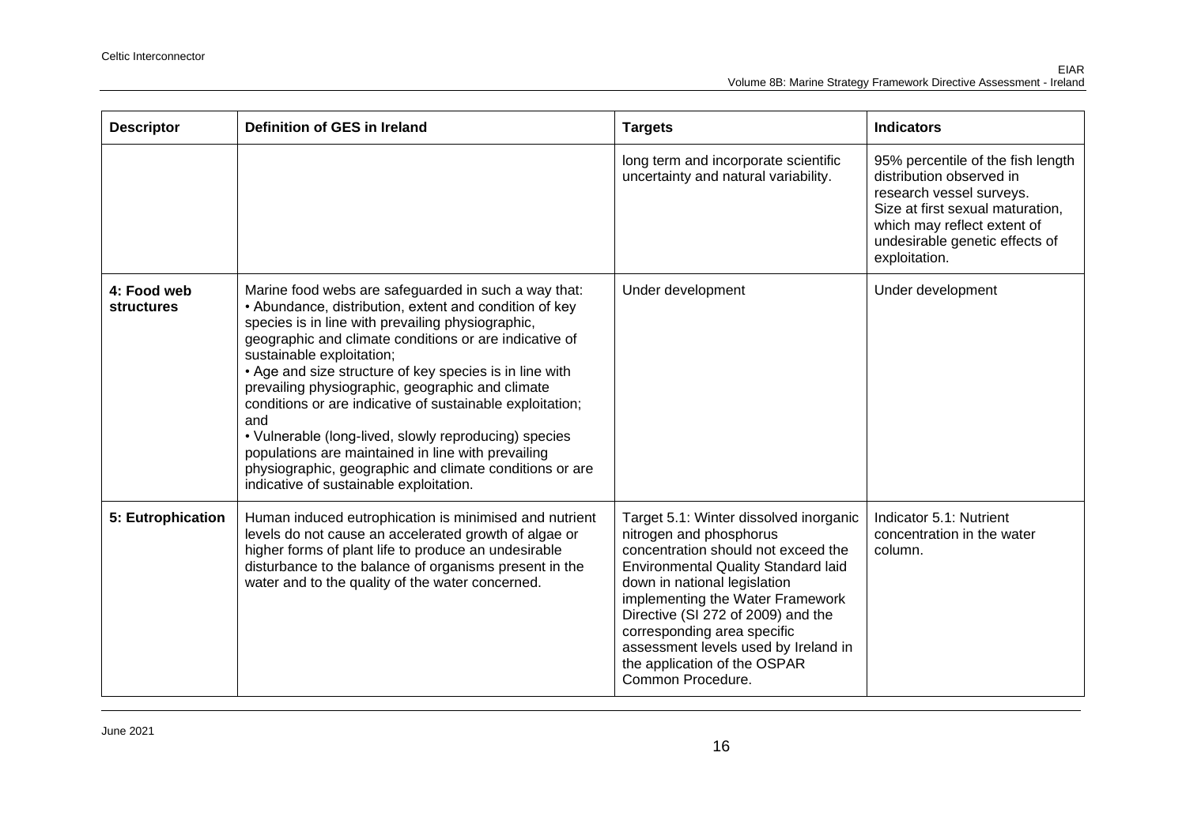| Descriptor | Definition of GES in Ireland | Targets | Indicators |
|---|---|---|---|
| | | long term and incorporate scientific uncertainty and natural variability. | 95% percentile of the fish length distribution observed in research vessel surveys. Size at first sexual maturation, which may reflect extent of undesirable genetic effects of exploitation. |
| **4: Food web structures** | Marine food webs are safeguarded in such a way that: • Abundance, distribution, extent and condition of key species is in line with prevailing physiographic, geographic and climate conditions or are indicative of sustainable exploitation; • Age and size structure of key species is in line with prevailing physiographic, geographic and climate conditions or are indicative of sustainable exploitation; and • Vulnerable (long-lived, slowly reproducing) species populations are maintained in line with prevailing physiographic, geographic and climate conditions or are indicative of sustainable exploitation. | Under development | Under development |
| **5: Eutrophication** | Human induced eutrophication is minimised and nutrient levels do not cause an accelerated growth of algae or higher forms of plant life to produce an undesirable disturbance to the balance of organisms present in the water and to the quality of the water concerned. | Target 5.1: Winter dissolved inorganic nitrogen and phosphorus concentration should not exceed the Environmental Quality Standard laid down in national legislation implementing the Water Framework Directive (SI 272 of 2009) and the corresponding area specific assessment levels used by Ireland in the application of the OSPAR Common Procedure. | Indicator 5.1: Nutrient concentration in the water column. |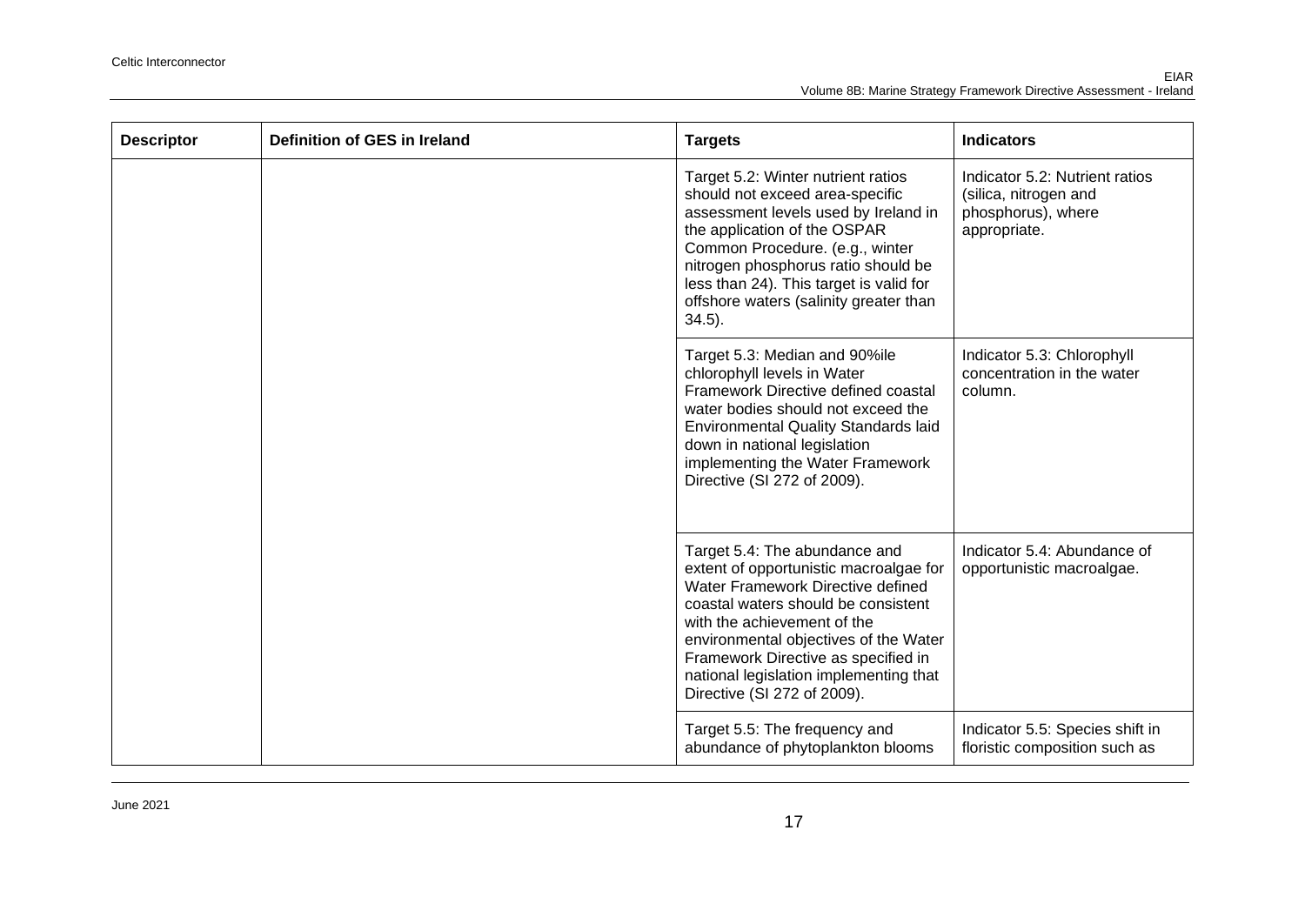| Descriptor | Definition of GES in Ireland | Targets | Indicators |
| --- | --- | --- | --- |
| | | Target 5.2: Winter nutrient ratios should not exceed area-specific assessment levels used by Ireland in the application of the OSPAR Common Procedure. (e.g., winter nitrogen phosphorus ratio should be less than 24). This target is valid for offshore waters (salinity greater than 34.5). | Indicator 5.2: Nutrient ratios (silica, nitrogen and phosphorus), where appropriate. |
| | | Target 5.3: Median and 90%ile chlorophyll levels in Water Framework Directive defined coastal water bodies should not exceed the Environmental Quality Standards laid down in national legislation implementing the Water Framework Directive (SI 272 of 2009). | Indicator 5.3: Chlorophyll concentration in the water column. |
| | | Target 5.4: The abundance and extent of opportunistic macroalgae for Water Framework Directive defined coastal waters should be consistent with the achievement of the environmental objectives of the Water Framework Directive as specified in national legislation implementing that Directive (SI 272 of 2009). | Indicator 5.4: Abundance of opportunistic macroalgae. |
| | | Target 5.5: The frequency and abundance of phytoplankton blooms | Indicator 5.5: Species shift in floristic composition such as |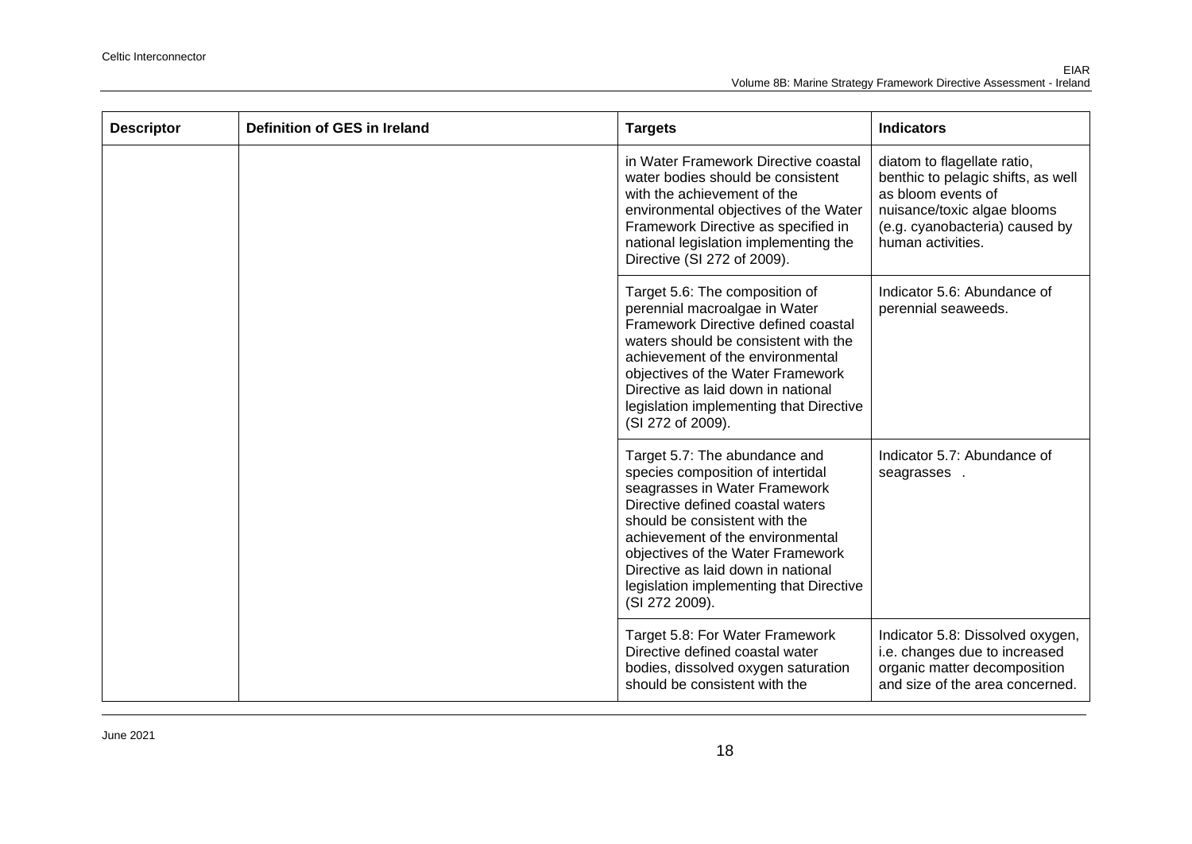| Descriptor | Definition of GES in Ireland | Targets | Indicators |
| --- | --- | --- | --- |
| | | in Water Framework Directive coastal water bodies should be consistent with the achievement of the environmental objectives of the Water Framework Directive as specified in national legislation implementing the Directive (SI 272 of 2009). | diatom to flagellate ratio, benthic to pelagic shifts, as well as bloom events of nuisance/toxic algae blooms (e.g. cyanobacteria) caused by human activities. |
| | | Target 5.6: The composition of perennial macroalgae in Water Framework Directive defined coastal waters should be consistent with the achievement of the environmental objectives of the Water Framework Directive as laid down in national legislation implementing that Directive (SI 272 of 2009). | Indicator 5.6: Abundance of perennial seaweeds. |
| | | Target 5.7: The abundance and species composition of intertidal seagrasses in Water Framework Directive defined coastal waters should be consistent with the achievement of the environmental objectives of the Water Framework Directive as laid down in national legislation implementing that Directive (SI 272 2009). | Indicator 5.7: Abundance of seagrasses . |
| | | Target 5.8: For Water Framework Directive defined coastal water bodies, dissolved oxygen saturation should be consistent with the | Indicator 5.8: Dissolved oxygen, i.e. changes due to increased organic matter decomposition and size of the area concerned. |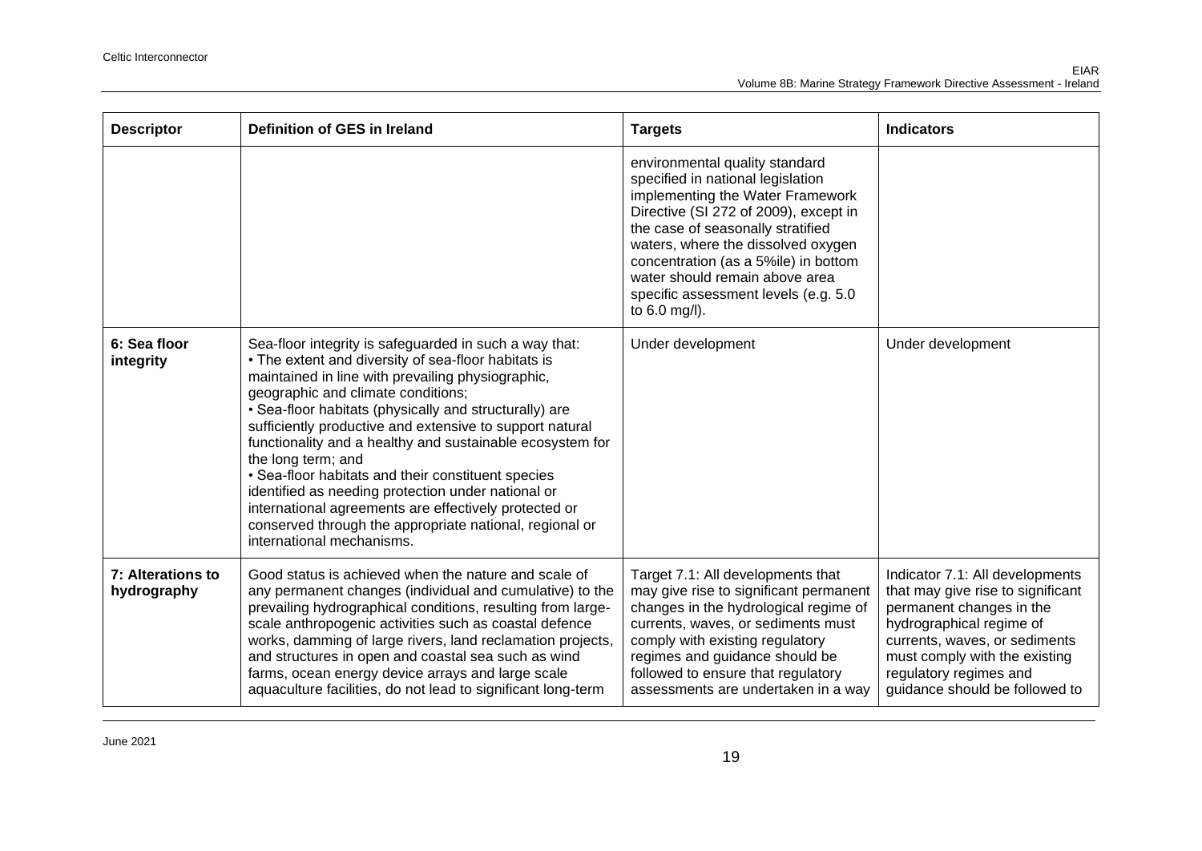| Descriptor | Definition of GES in Ireland | Targets | Indicators |
|---|---|---|---|
| | | environmental quality standard specified in national legislation implementing the Water Framework Directive (SI 272 of 2009), except in the case of seasonally stratified waters, where the dissolved oxygen concentration (as a 5%ile) in bottom water should remain above area specific assessment levels (e.g. 5.0 to 6.0 mg/l). | |
| **6: Sea floor integrity** | Sea-floor integrity is safeguarded in such a way that: • The extent and diversity of sea-floor habitats is maintained in line with prevailing physiographic, geographic and climate conditions; • Sea-floor habitats (physically and structurally) are sufficiently productive and extensive to support natural functionality and a healthy and sustainable ecosystem for the long term; and • Sea-floor habitats and their constituent species identified as needing protection under national or international agreements are effectively protected or conserved through the appropriate national, regional or international mechanisms. | Under development | Under development |
| **7: Alterations to hydrography** | Good status is achieved when the nature and scale of any permanent changes (individual and cumulative) to the prevailing hydrographical conditions, resulting from large-scale anthropogenic activities such as coastal defence works, damming of large rivers, land reclamation projects, and structures in open and coastal sea such as wind farms, ocean energy device arrays and large scale aquaculture facilities, do not lead to significant long-term | Target 7.1: All developments that may give rise to significant permanent changes in the hydrological regime of currents, waves, or sediments must comply with existing regulatory regimes and guidance should be followed to ensure that regulatory assessments are undertaken in a way | Indicator 7.1: All developments that may give rise to significant permanent changes in the hydrographical regime of currents, waves, or sediments must comply with the existing regulatory regimes and guidance should be followed to |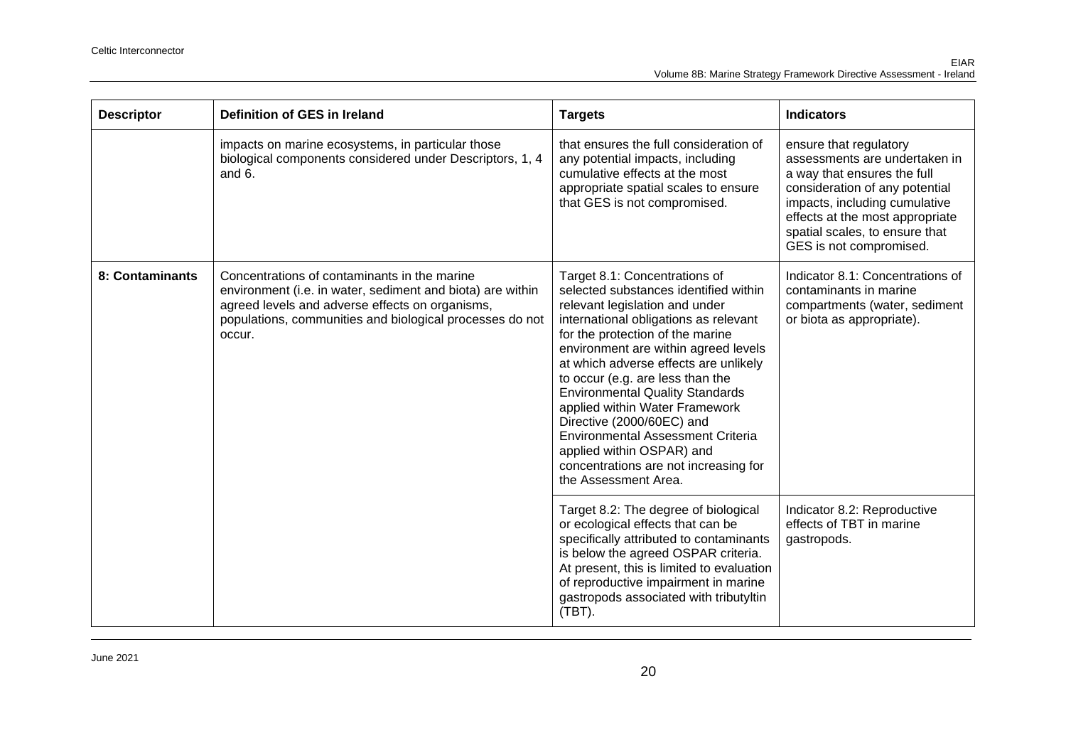| Descriptor | Definition of GES in Ireland | Targets | Indicators |
| --- | --- | --- | --- |
| | impacts on marine ecosystems, in particular those biological components considered under Descriptors, 1, 4 and 6. | that ensures the full consideration of any potential impacts, including cumulative effects at the most appropriate spatial scales to ensure that GES is not compromised. | ensure that regulatory assessments are undertaken in a way that ensures the full consideration of any potential impacts, including cumulative effects at the most appropriate spatial scales, to ensure that GES is not compromised. |
| **8: Contaminants** | Concentrations of contaminants in the marine environment (i.e. in water, sediment and biota) are within agreed levels and adverse effects on organisms, populations, communities and biological processes do not occur. | Target 8.1: Concentrations of selected substances identified within relevant legislation and under international obligations as relevant for the protection of the marine environment are within agreed levels at which adverse effects are unlikely to occur (e.g. are less than the Environmental Quality Standards applied within Water Framework Directive (2000/60EC) and Environmental Assessment Criteria applied within OSPAR) and concentrations are not increasing for the Assessment Area. | Indicator 8.1: Concentrations of contaminants in marine compartments (water, sediment or biota as appropriate). |
| | | Target 8.2: The degree of biological or ecological effects that can be specifically attributed to contaminants is below the agreed OSPAR criteria. At present, this is limited to evaluation of reproductive impairment in marine gastropods associated with tributyltin (TBT). | Indicator 8.2: Reproductive effects of TBT in marine gastropods. |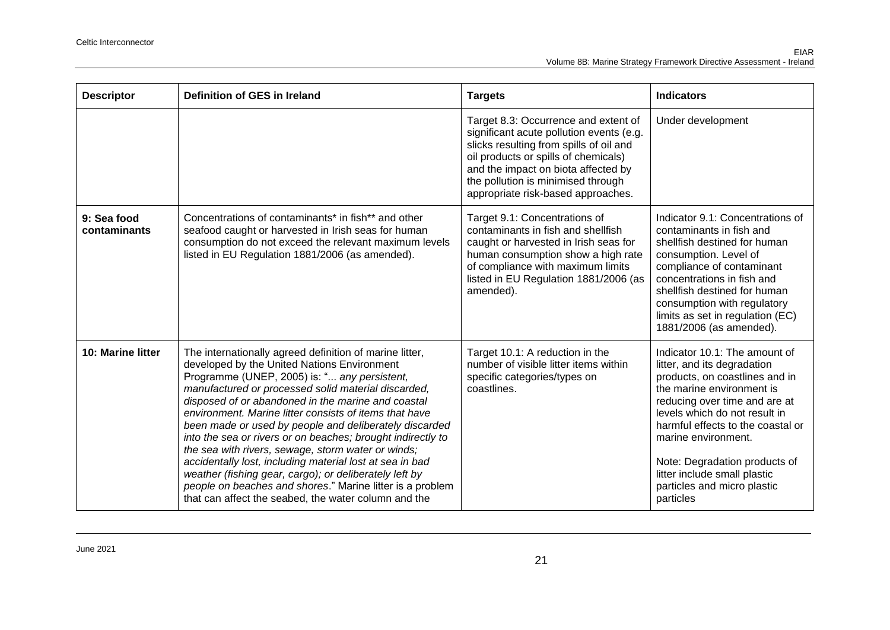| Descriptor | Definition of GES in Ireland | Targets | Indicators |
| --- | --- | --- | --- |
| | | Target 8.3: Occurrence and extent of significant acute pollution events (e.g. slicks resulting from spills of oil and oil products or spills of chemicals) and the impact on biota affected by the pollution is minimised through appropriate risk-based approaches. | Under development |
| **9: Sea food contaminants** | Concentrations of contaminants* in fish** and other seafood caught or harvested in Irish seas for human consumption do not exceed the relevant maximum levels listed in EU Regulation 1881/2006 (as amended). | Target 9.1: Concentrations of contaminants in fish and shellfish caught or harvested in Irish seas for human consumption show a high rate of compliance with maximum limits listed in EU Regulation 1881/2006 (as amended). | Indicator 9.1: Concentrations of contaminants in fish and shellfish destined for human consumption. Level of compliance of contaminant concentrations in fish and shellfish destined for human consumption with regulatory limits as set in regulation (EC) 1881/2006 (as amended). |
| **10: Marine litter** | The internationally agreed definition of marine litter, developed by the United Nations Environment Programme (UNEP, 2005) is: "... *any persistent, manufactured or processed solid material discarded, disposed of or abandoned in the marine and coastal environment. Marine litter consists of items that have been made or used by people and deliberately discarded into the sea or rivers or on beaches; brought indirectly to the sea with rivers, sewage, storm water or winds; accidentally lost, including material lost at sea in bad weather (fishing gear, cargo); or deliberately left by people on beaches and shores*." Marine litter is a problem that can affect the seabed, the water column and the | Target 10.1: A reduction in the number of visible litter items within specific categories/types on coastlines. | Indicator 10.1: The amount of litter, and its degradation products, on coastlines and in the marine environment is reducing over time and are at levels which do not result in harmful effects to the coastal or marine environment.<br><br>Note: Degradation products of litter include small plastic particles and micro plastic particles |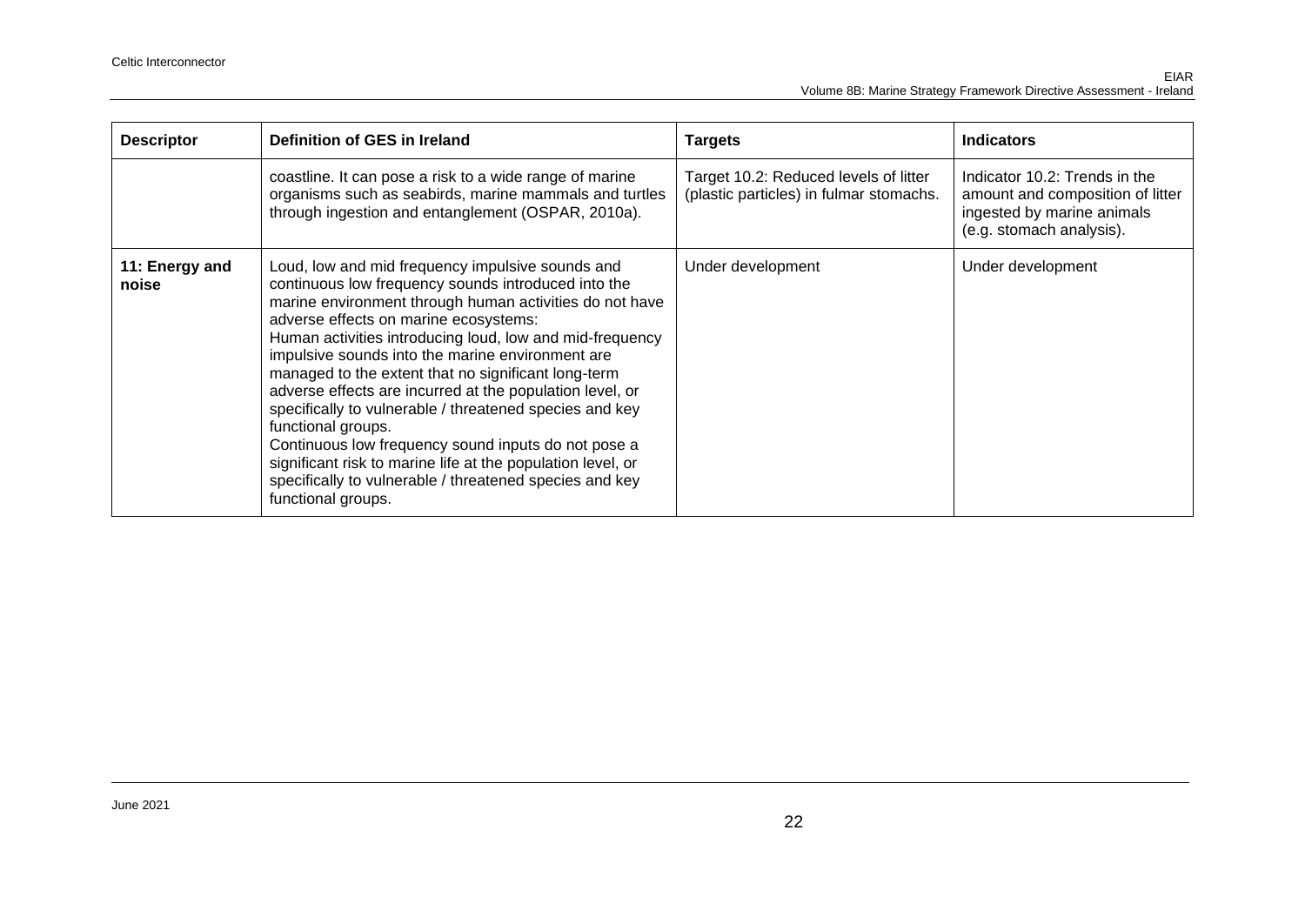| Descriptor | Definition of GES in Ireland | Targets | Indicators |
|---|---|---|---|
| | coastline. It can pose a risk to a wide range of marine organisms such as seabirds, marine mammals and turtles through ingestion and entanglement (OSPAR, 2010a). | Target 10.2: Reduced levels of litter (plastic particles) in fulmar stomachs. | Indicator 10.2: Trends in the amount and composition of litter ingested by marine animals (e.g. stomach analysis). |
| **11: Energy and noise** | Loud, low and mid frequency impulsive sounds and continuous low frequency sounds introduced into the marine environment through human activities do not have adverse effects on marine ecosystems:<br>Human activities introducing loud, low and mid-frequency impulsive sounds into the marine environment are managed to the extent that no significant long-term adverse effects are incurred at the population level, or specifically to vulnerable / threatened species and key functional groups.<br>Continuous low frequency sound inputs do not pose a significant risk to marine life at the population level, or specifically to vulnerable / threatened species and key functional groups. | Under development | Under development |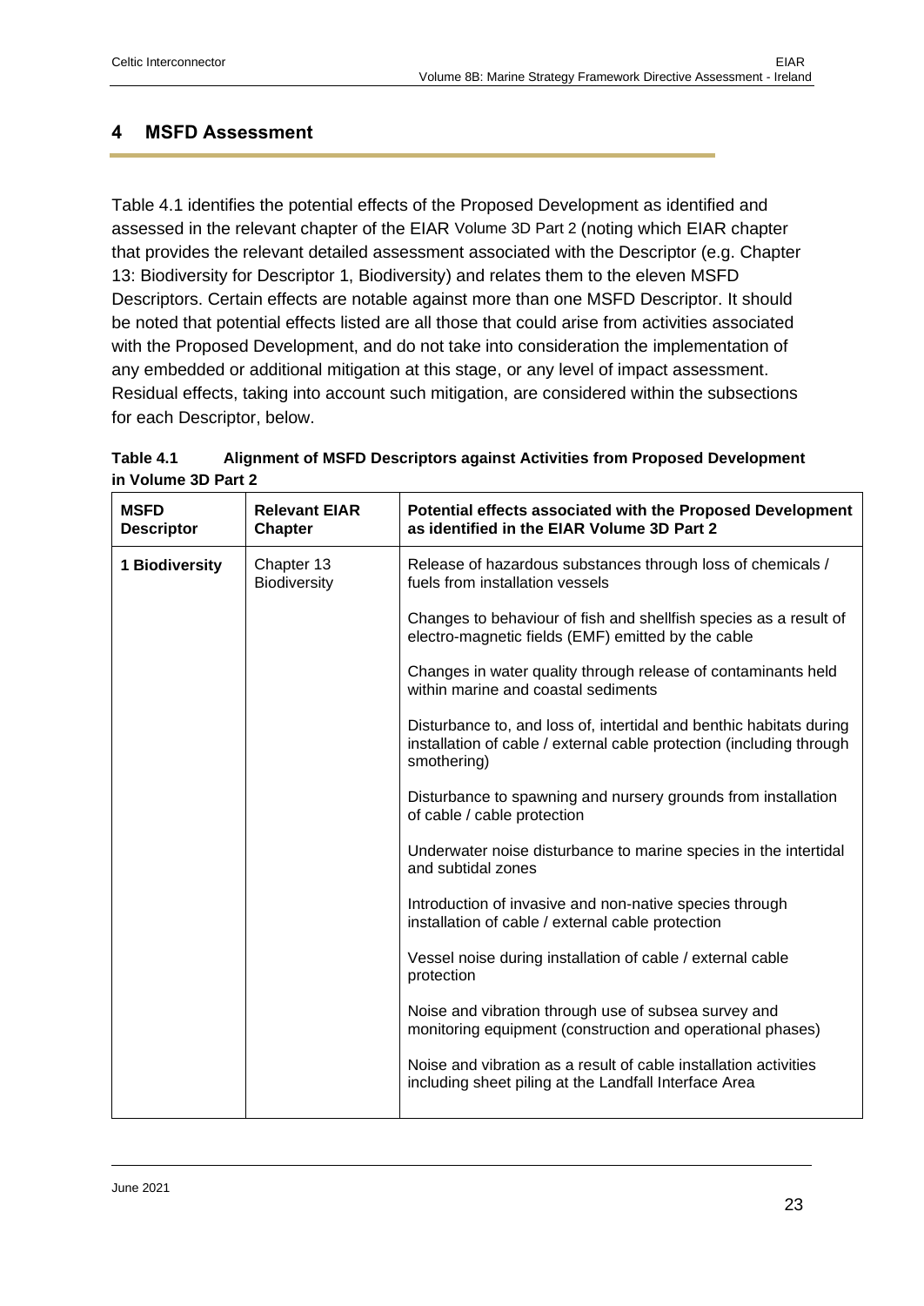## 4 MSFD Assessment

Table 4.1 identifies the potential effects of the Proposed Development as identified and assessed in the relevant chapter of the EIAR Volume 3D Part 2 (noting which EIAR chapter that provides the relevant detailed assessment associated with the Descriptor (e.g. Chapter 13: Biodiversity for Descriptor 1, Biodiversity) and relates them to the eleven MSFD Descriptors. Certain effects are notable against more than one MSFD Descriptor. It should be noted that potential effects listed are all those that could arise from activities associated with the Proposed Development, and do not take into consideration the implementation of any embedded or additional mitigation at this stage, or any level of impact assessment. Residual effects, taking into account such mitigation, are considered within the subsections for each Descriptor, below.

**Table 4.1 Alignment of MSFD Descriptors against Activities from Proposed Development in Volume 3D Part 2**

| MSFD Descriptor | Relevant EIAR Chapter | Potential effects associated with the Proposed Development as identified in the EIAR Volume 3D Part 2 |
|---|---|---|
| **1 Biodiversity** | Chapter 13 Biodiversity | Release of hazardous substances through loss of chemicals / fuels from installation vessels |
| | | Changes to behaviour of fish and shellfish species as a result of electro-magnetic fields (EMF) emitted by the cable |
| | | Changes in water quality through release of contaminants held within marine and coastal sediments |
| | | Disturbance to, and loss of, intertidal and benthic habitats during installation of cable / external cable protection (including through smothering) |
| | | Disturbance to spawning and nursery grounds from installation of cable / cable protection |
| | | Underwater noise disturbance to marine species in the intertidal and subtidal zones |
| | | Introduction of invasive and non-native species through installation of cable / external cable protection |
| | | Vessel noise during installation of cable / external cable protection |
| | | Noise and vibration through use of subsea survey and monitoring equipment (construction and operational phases) |
| | | Noise and vibration as a result of cable installation activities including sheet piling at the Landfall Interface Area |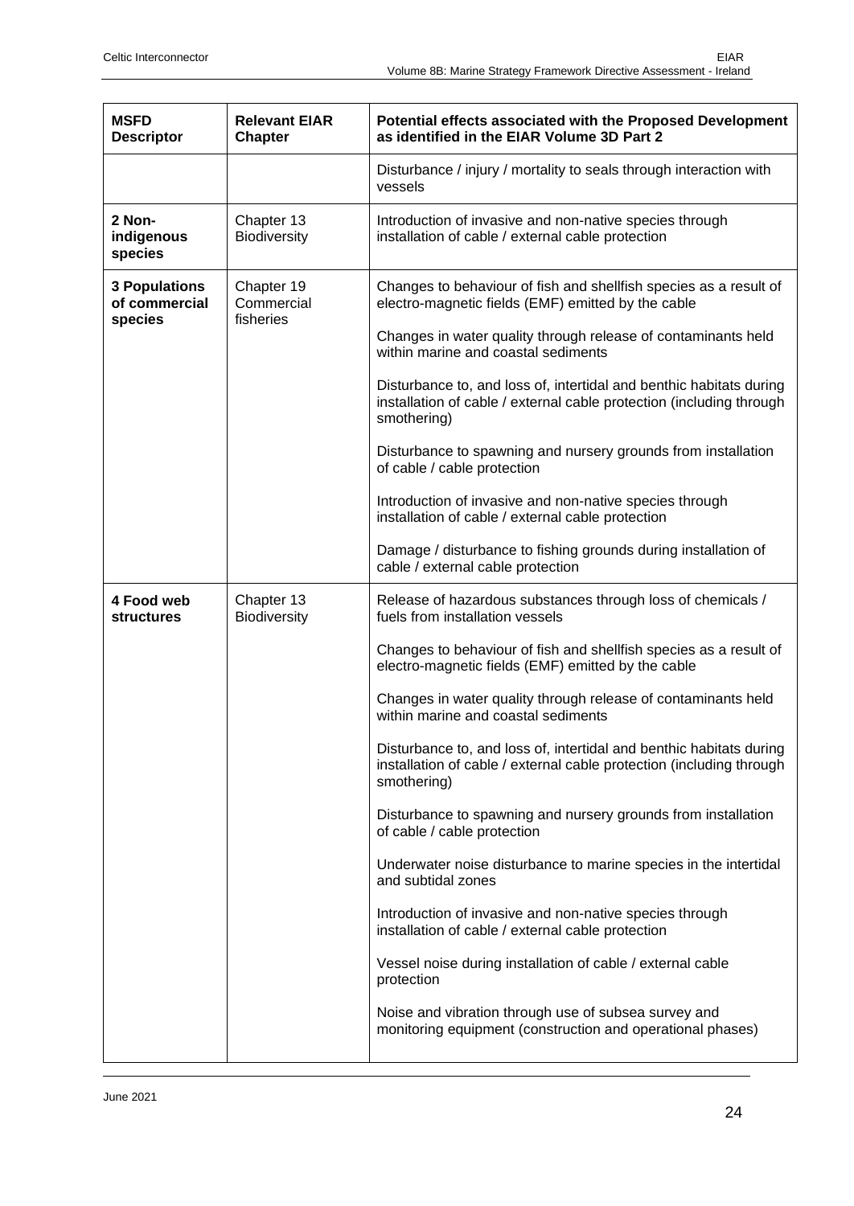| MSFD Descriptor | Relevant EIAR Chapter | Potential effects associated with the Proposed Development as identified in the EIAR Volume 3D Part 2 |
|---|---|---|
| | | Disturbance / injury / mortality to seals through interaction with vessels |
| **2 Non-indigenous species** | Chapter 13 Biodiversity | Introduction of invasive and non-native species through installation of cable / external cable protection |
| **3 Populations of commercial species** | Chapter 19 Commercial fisheries | Changes to behaviour of fish and shellfish species as a result of electro-magnetic fields (EMF) emitted by the cable<br><br>Changes in water quality through release of contaminants held within marine and coastal sediments<br><br>Disturbance to, and loss of, intertidal and benthic habitats during installation of cable / external cable protection (including through smothering)<br><br>Disturbance to spawning and nursery grounds from installation of cable / cable protection<br><br>Introduction of invasive and non-native species through installation of cable / external cable protection<br><br>Damage / disturbance to fishing grounds during installation of cable / external cable protection |
| **4 Food web structures** | Chapter 13 Biodiversity | Release of hazardous substances through loss of chemicals / fuels from installation vessels<br><br>Changes to behaviour of fish and shellfish species as a result of electro-magnetic fields (EMF) emitted by the cable<br><br>Changes in water quality through release of contaminants held within marine and coastal sediments<br><br>Disturbance to, and loss of, intertidal and benthic habitats during installation of cable / external cable protection (including through smothering)<br><br>Disturbance to spawning and nursery grounds from installation of cable / cable protection<br><br>Underwater noise disturbance to marine species in the intertidal and subtidal zones<br><br>Introduction of invasive and non-native species through installation of cable / external cable protection<br><br>Vessel noise during installation of cable / external cable protection<br><br>Noise and vibration through use of subsea survey and monitoring equipment (construction and operational phases) |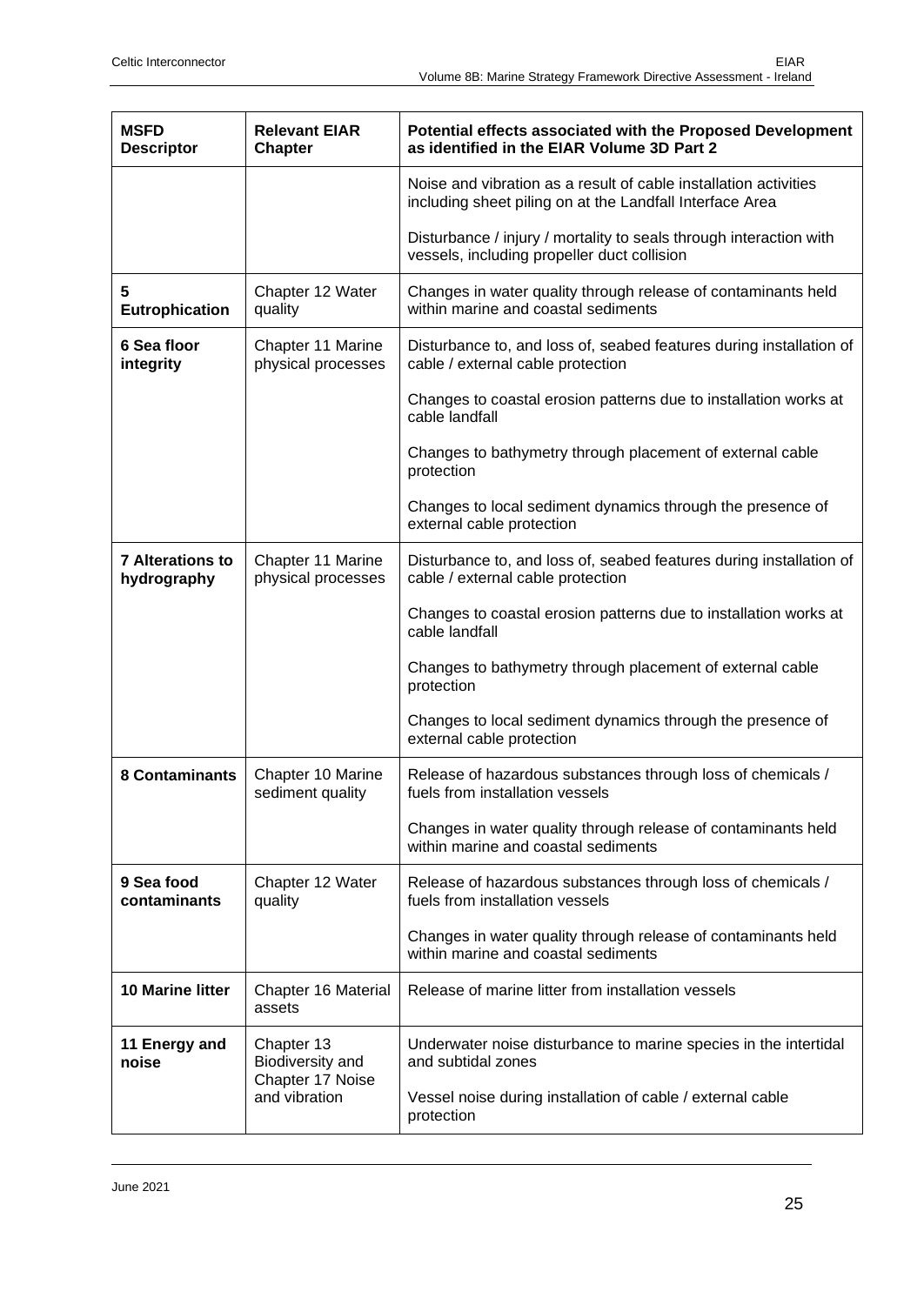| MSFD Descriptor | Relevant EIAR Chapter | Potential effects associated with the Proposed Development as identified in the EIAR Volume 3D Part 2 |
| --- | --- | --- |
| | | Noise and vibration as a result of cable installation activities including sheet piling on at the Landfall Interface Area<br><br>Disturbance / injury / mortality to seals through interaction with vessels, including propeller duct collision |
| **5 Eutrophication** | Chapter 12 Water quality | Changes in water quality through release of contaminants held within marine and coastal sediments |
| **6 Sea floor integrity** | Chapter 11 Marine physical processes | Disturbance to, and loss of, seabed features during installation of cable / external cable protection<br><br>Changes to coastal erosion patterns due to installation works at cable landfall<br><br>Changes to bathymetry through placement of external cable protection<br><br>Changes to local sediment dynamics through the presence of external cable protection |
| **7 Alterations to hydrography** | Chapter 11 Marine physical processes | Disturbance to, and loss of, seabed features during installation of cable / external cable protection<br><br>Changes to coastal erosion patterns due to installation works at cable landfall<br><br>Changes to bathymetry through placement of external cable protection<br><br>Changes to local sediment dynamics through the presence of external cable protection |
| **8 Contaminants** | Chapter 10 Marine sediment quality | Release of hazardous substances through loss of chemicals / fuels from installation vessels<br><br>Changes in water quality through release of contaminants held within marine and coastal sediments |
| **9 Sea food contaminants** | Chapter 12 Water quality | Release of hazardous substances through loss of chemicals / fuels from installation vessels<br><br>Changes in water quality through release of contaminants held within marine and coastal sediments |
| **10 Marine litter** | Chapter 16 Material assets | Release of marine litter from installation vessels |
| **11 Energy and noise** | Chapter 13 Biodiversity and Chapter 17 Noise and vibration | Underwater noise disturbance to marine species in the intertidal and subtidal zones<br><br>Vessel noise during installation of cable / external cable protection |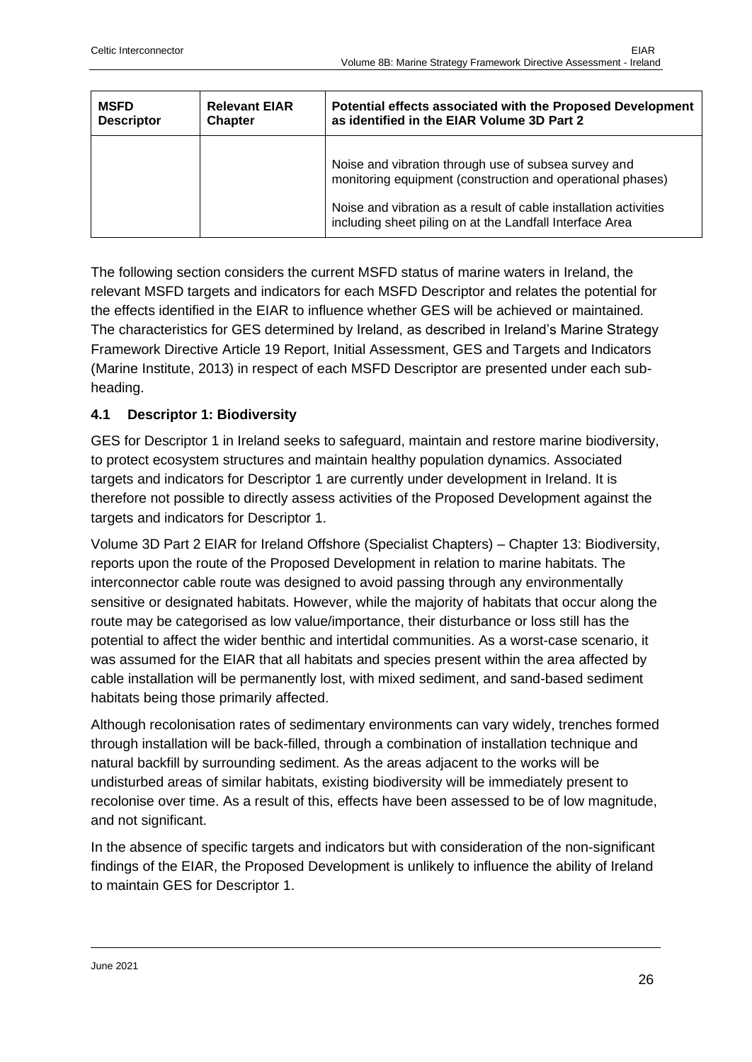| MSFD Descriptor | Relevant EIAR Chapter | Potential effects associated with the Proposed Development as identified in the EIAR Volume 3D Part 2 |
|---|---|---|
| | | Noise and vibration through use of subsea survey and monitoring equipment (construction and operational phases)<br><br>Noise and vibration as a result of cable installation activities including sheet piling on at the Landfall Interface Area |

The following section considers the current MSFD status of marine waters in Ireland, the relevant MSFD targets and indicators for each MSFD Descriptor and relates the potential for the effects identified in the EIAR to influence whether GES will be achieved or maintained. The characteristics for GES determined by Ireland, as described in Ireland's Marine Strategy Framework Directive Article 19 Report, Initial Assessment, GES and Targets and Indicators (Marine Institute, 2013) in respect of each MSFD Descriptor are presented under each sub-heading.

## 4.1 Descriptor 1: Biodiversity

GES for Descriptor 1 in Ireland seeks to safeguard, maintain and restore marine biodiversity, to protect ecosystem structures and maintain healthy population dynamics. Associated targets and indicators for Descriptor 1 are currently under development in Ireland. It is therefore not possible to directly assess activities of the Proposed Development against the targets and indicators for Descriptor 1.

Volume 3D Part 2 EIAR for Ireland Offshore (Specialist Chapters) – Chapter 13: Biodiversity, reports upon the route of the Proposed Development in relation to marine habitats. The interconnector cable route was designed to avoid passing through any environmentally sensitive or designated habitats. However, while the majority of habitats that occur along the route may be categorised as low value/importance, their disturbance or loss still has the potential to affect the wider benthic and intertidal communities. As a worst-case scenario, it was assumed for the EIAR that all habitats and species present within the area affected by cable installation will be permanently lost, with mixed sediment, and sand-based sediment habitats being those primarily affected.

Although recolonisation rates of sedimentary environments can vary widely, trenches formed through installation will be back-filled, through a combination of installation technique and natural backfill by surrounding sediment. As the areas adjacent to the works will be undisturbed areas of similar habitats, existing biodiversity will be immediately present to recolonise over time. As a result of this, effects have been assessed to be of low magnitude, and not significant.

In the absence of specific targets and indicators but with consideration of the non-significant findings of the EIAR, the Proposed Development is unlikely to influence the ability of Ireland to maintain GES for Descriptor 1.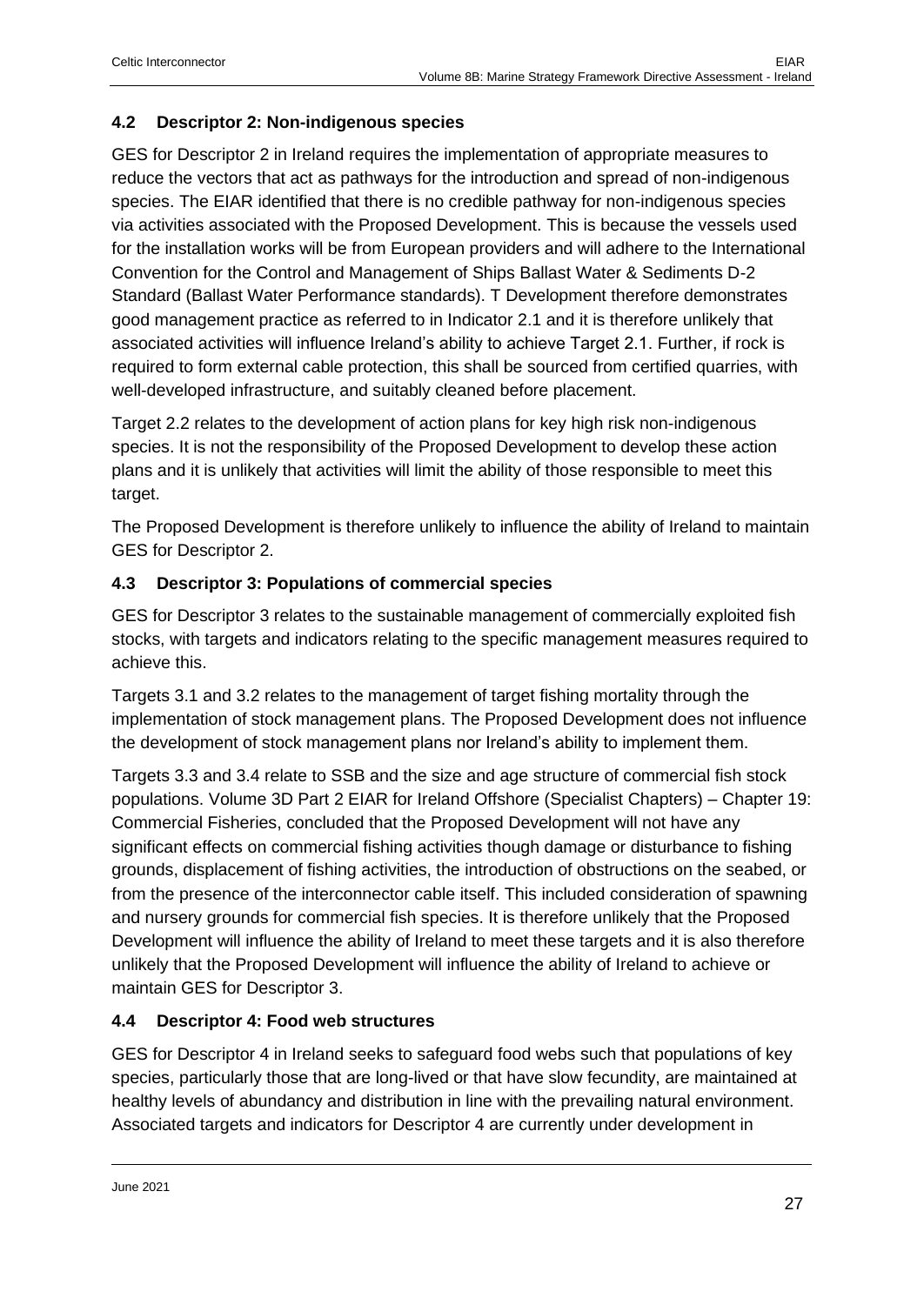### 4.2 Descriptor 2: Non-indigenous species

GES for Descriptor 2 in Ireland requires the implementation of appropriate measures to reduce the vectors that act as pathways for the introduction and spread of non-indigenous species. The EIAR identified that there is no credible pathway for non-indigenous species via activities associated with the Proposed Development. This is because the vessels used for the installation works will be from European providers and will adhere to the International Convention for the Control and Management of Ships Ballast Water & Sediments D-2 Standard (Ballast Water Performance standards). T Development therefore demonstrates good management practice as referred to in Indicator 2.1 and it is therefore unlikely that associated activities will influence Ireland's ability to achieve Target 2.1. Further, if rock is required to form external cable protection, this shall be sourced from certified quarries, with well-developed infrastructure, and suitably cleaned before placement.

Target 2.2 relates to the development of action plans for key high risk non-indigenous species. It is not the responsibility of the Proposed Development to develop these action plans and it is unlikely that activities will limit the ability of those responsible to meet this target.

The Proposed Development is therefore unlikely to influence the ability of Ireland to maintain GES for Descriptor 2.

### 4.3 Descriptor 3: Populations of commercial species

GES for Descriptor 3 relates to the sustainable management of commercially exploited fish stocks, with targets and indicators relating to the specific management measures required to achieve this.

Targets 3.1 and 3.2 relates to the management of target fishing mortality through the implementation of stock management plans. The Proposed Development does not influence the development of stock management plans nor Ireland's ability to implement them.

Targets 3.3 and 3.4 relate to SSB and the size and age structure of commercial fish stock populations. Volume 3D Part 2 EIAR for Ireland Offshore (Specialist Chapters) – Chapter 19: Commercial Fisheries, concluded that the Proposed Development will not have any significant effects on commercial fishing activities though damage or disturbance to fishing grounds, displacement of fishing activities, the introduction of obstructions on the seabed, or from the presence of the interconnector cable itself. This included consideration of spawning and nursery grounds for commercial fish species. It is therefore unlikely that the Proposed Development will influence the ability of Ireland to meet these targets and it is also therefore unlikely that the Proposed Development will influence the ability of Ireland to achieve or maintain GES for Descriptor 3.

### 4.4 Descriptor 4: Food web structures

GES for Descriptor 4 in Ireland seeks to safeguard food webs such that populations of key species, particularly those that are long-lived or that have slow fecundity, are maintained at healthy levels of abundance and distribution in line with the prevailing natural environment. Associated targets and indicators for Descriptor 4 are currently under development in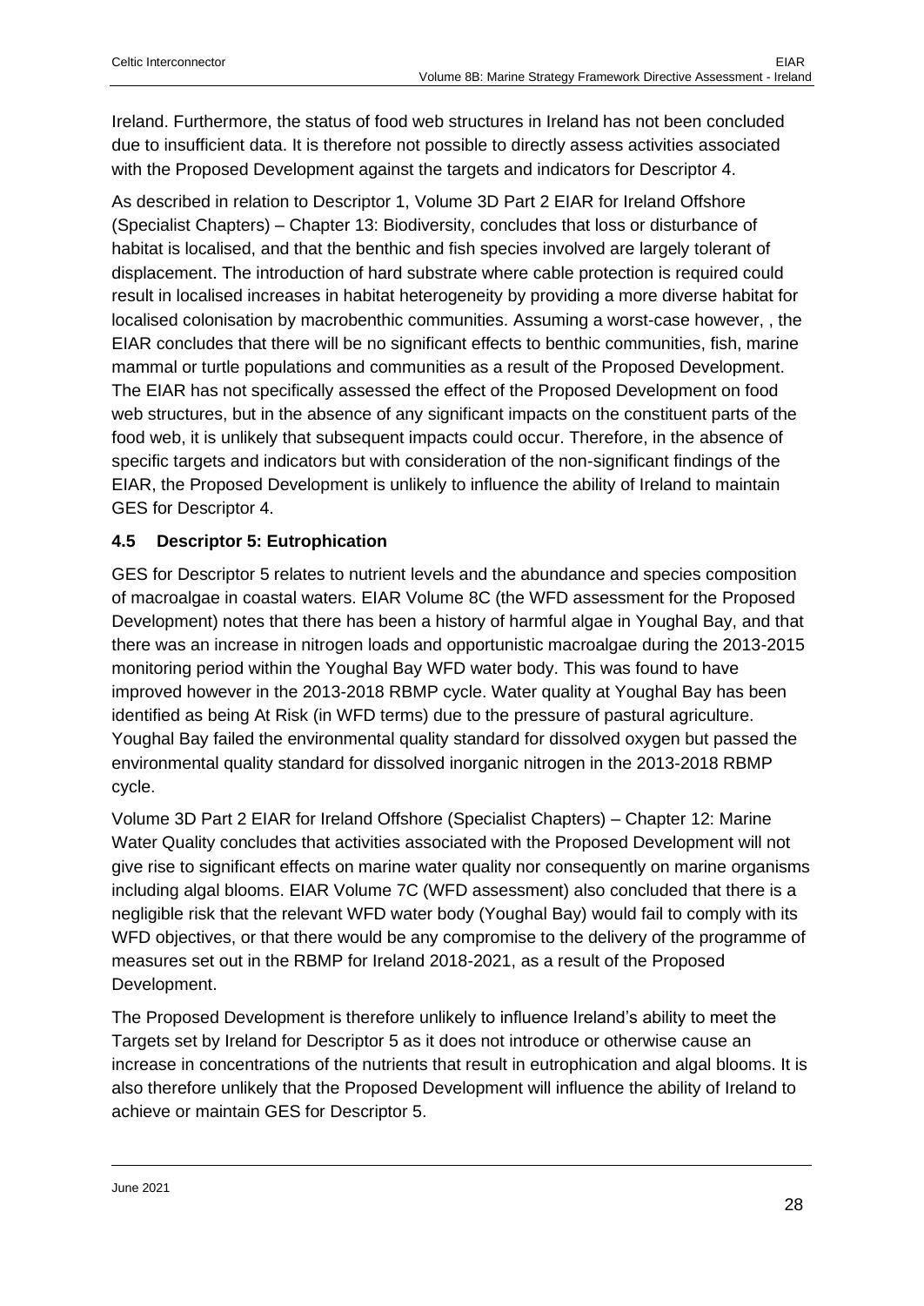Ireland. Furthermore, the status of food web structures in Ireland has not been concluded due to insufficient data. It is therefore not possible to directly assess activities associated with the Proposed Development against the targets and indicators for Descriptor 4.

As described in relation to Descriptor 1, Volume 3D Part 2 EIAR for Ireland Offshore (Specialist Chapters) – Chapter 13: Biodiversity, concludes that loss or disturbance of habitat is localised, and that the benthic and fish species involved are largely tolerant of displacement. The introduction of hard substrate where cable protection is required could result in localised increases in habitat heterogeneity by providing a more diverse habitat for localised colonisation by macrobenthic communities. Assuming a worst-case however, , the EIAR concludes that there will be no significant effects to benthic communities, fish, marine mammal or turtle populations and communities as a result of the Proposed Development. The EIAR has not specifically assessed the effect of the Proposed Development on food web structures, but in the absence of any significant impacts on the constituent parts of the food web, it is unlikely that subsequent impacts could occur. Therefore, in the absence of specific targets and indicators but with consideration of the non-significant findings of the EIAR, the Proposed Development is unlikely to influence the ability of Ireland to maintain GES for Descriptor 4.

### 4.5 Descriptor 5: Eutrophication

GES for Descriptor 5 relates to nutrient levels and the abundance and species composition of macroalgae in coastal waters. EIAR Volume 8C (the WFD assessment for the Proposed Development) notes that there has been a history of harmful algae in Youghal Bay, and that there was an increase in nitrogen loads and opportunistic macroalgae during the 2013-2015 monitoring period within the Youghal Bay WFD water body. This was found to have improved however in the 2013-2018 RBMP cycle. Water quality at Youghal Bay has been identified as being At Risk (in WFD terms) due to the pressure of pastural agriculture. Youghal Bay failed the environmental quality standard for dissolved oxygen but passed the environmental quality standard for dissolved inorganic nitrogen in the 2013-2018 RBMP cycle.

Volume 3D Part 2 EIAR for Ireland Offshore (Specialist Chapters) – Chapter 12: Marine Water Quality concludes that activities associated with the Proposed Development will not give rise to significant effects on marine water quality nor consequently on marine organisms including algal blooms. EIAR Volume 7C (WFD assessment) also concluded that there is a negligible risk that the relevant WFD water body (Youghal Bay) would fail to comply with its WFD objectives, or that there would be any compromise to the delivery of the programme of measures set out in the RBMP for Ireland 2018-2021, as a result of the Proposed Development.

The Proposed Development is therefore unlikely to influence Ireland's ability to meet the Targets set by Ireland for Descriptor 5 as it does not introduce or otherwise cause an increase in concentrations of the nutrients that result in eutrophication and algal blooms. It is also therefore unlikely that the Proposed Development will influence the ability of Ireland to achieve or maintain GES for Descriptor 5.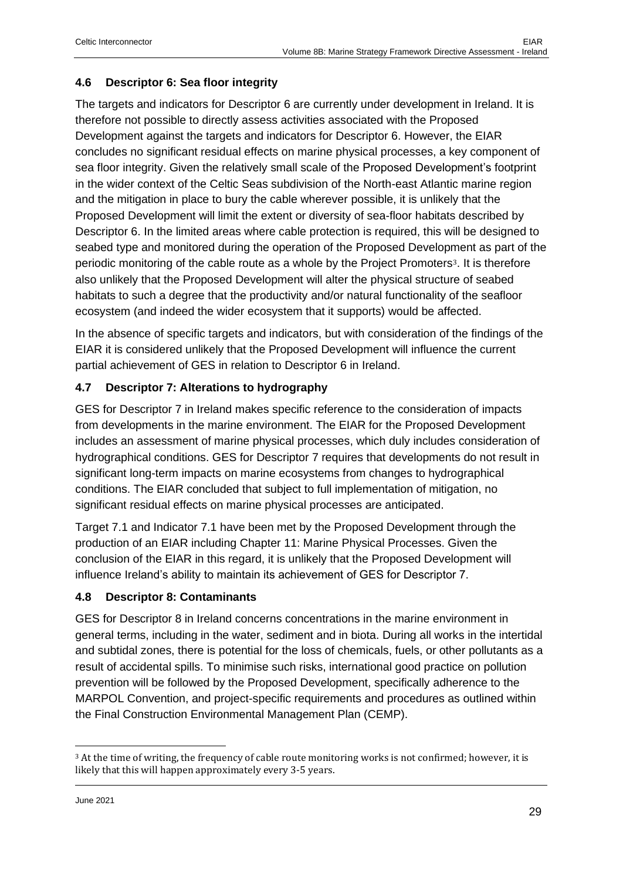## 4.6 Descriptor 6: Sea floor integrity

The targets and indicators for Descriptor 6 are currently under development in Ireland. It is therefore not possible to directly assess activities associated with the Proposed Development against the targets and indicators for Descriptor 6. However, the EIAR concludes no significant residual effects on marine physical processes, a key component of sea floor integrity. Given the relatively small scale of the Proposed Development's footprint in the wider context of the Celtic Seas subdivision of the North-east Atlantic marine region and the mitigation in place to bury the cable wherever possible, it is unlikely that the Proposed Development will limit the extent or diversity of sea-floor habitats described by Descriptor 6. In the limited areas where cable protection is required, this will be designed to seabed type and monitored during the operation of the Proposed Development as part of the periodic monitoring of the cable route as a whole by the Project Promoters[3]. It is therefore also unlikely that the Proposed Development will alter the physical structure of seabed habitats to such a degree that the productivity and/or natural functionality of the seafloor ecosystem (and indeed the wider ecosystem that it supports) would be affected.

In the absence of specific targets and indicators, but with consideration of the findings of the EIAR it is considered unlikely that the Proposed Development will influence the current partial achievement of GES in relation to Descriptor 6 in Ireland.

## 4.7 Descriptor 7: Alterations to hydrography

GES for Descriptor 7 in Ireland makes specific reference to the consideration of impacts from developments in the marine environment. The EIAR for the Proposed Development includes an assessment of marine physical processes, which duly includes consideration of hydrographical conditions. GES for Descriptor 7 requires that developments do not result in significant long-term impacts on marine ecosystems from changes to hydrographical conditions. The EIAR concluded that subject to full implementation of mitigation, no significant residual effects on marine physical processes are anticipated.

Target 7.1 and Indicator 7.1 have been met by the Proposed Development through the production of an EIAR including Chapter 11: Marine Physical Processes. Given the conclusion of the EIAR in this regard, it is unlikely that the Proposed Development will influence Ireland's ability to maintain its achievement of GES for Descriptor 7.

## 4.8 Descriptor 8: Contaminants

GES for Descriptor 8 in Ireland concerns concentrations in the marine environment in general terms, including in the water, sediment and in biota. During all works in the intertidal and subtidal zones, there is potential for the loss of chemicals, fuels, or other pollutants as a result of accidental spills. To minimise such risks, international good practice on pollution prevention will be followed by the Proposed Development, specifically adherence to the MARPOL Convention, and project-specific requirements and procedures as outlined within the Final Construction Environmental Management Plan (CEMP).

---

[3] At the time of writing, the frequency of cable route monitoring works is not confirmed; however, it is likely that this will happen approximately every 3-5 years.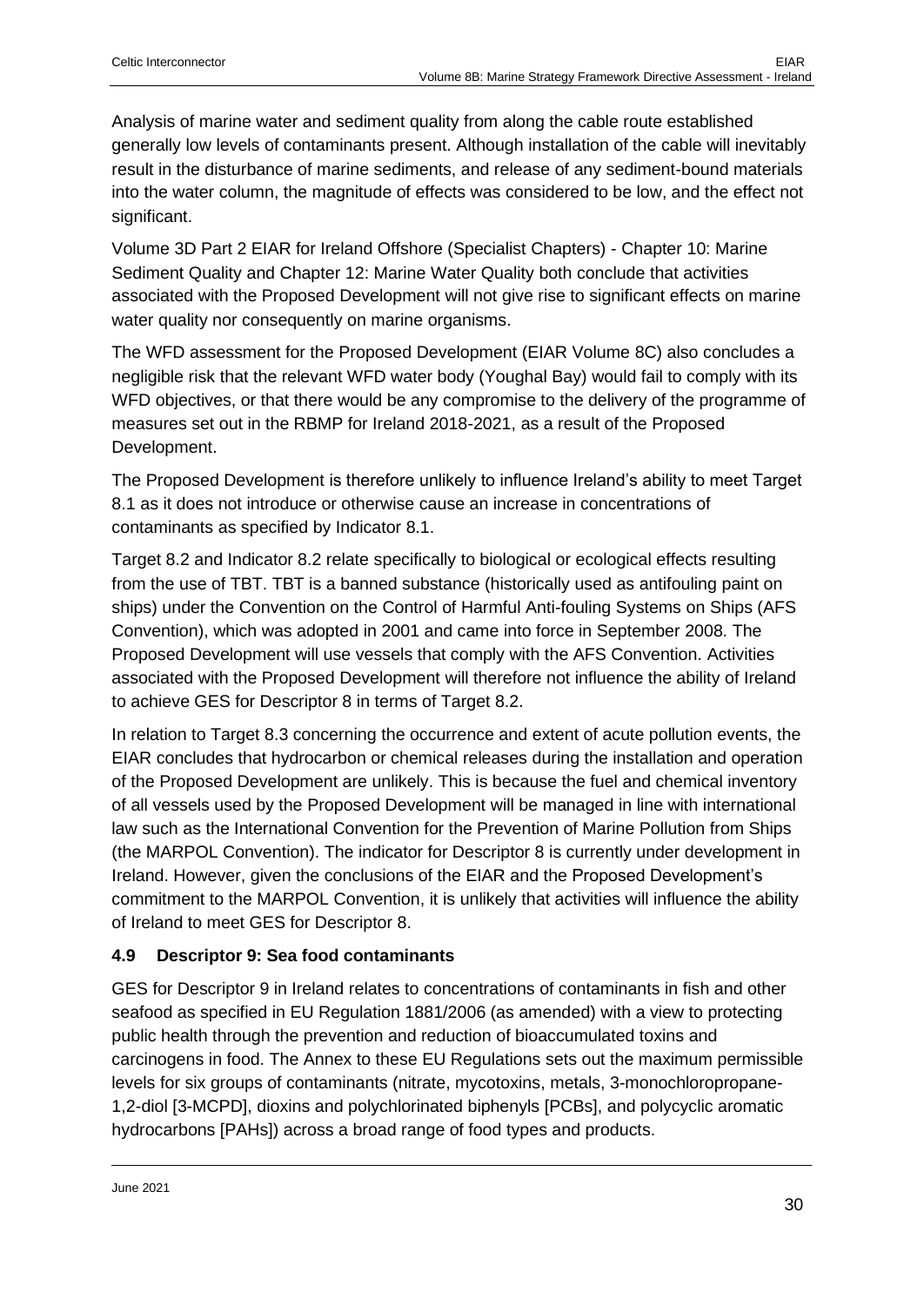Analysis of marine water and sediment quality from along the cable route established generally low levels of contaminants present. Although installation of the cable will inevitably result in the disturbance of marine sediments, and release of any sediment-bound materials into the water column, the magnitude of effects was considered to be low, and the effect not significant.

Volume 3D Part 2 EIAR for Ireland Offshore (Specialist Chapters) - Chapter 10: Marine Sediment Quality and Chapter 12: Marine Water Quality both conclude that activities associated with the Proposed Development will not give rise to significant effects on marine water quality nor consequently on marine organisms.

The WFD assessment for the Proposed Development (EIAR Volume 8C) also concludes a negligible risk that the relevant WFD water body (Youghal Bay) would fail to comply with its WFD objectives, or that there would be any compromise to the delivery of the programme of measures set out in the RBMP for Ireland 2018-2021, as a result of the Proposed Development.

The Proposed Development is therefore unlikely to influence Ireland's ability to meet Target 8.1 as it does not introduce or otherwise cause an increase in concentrations of contaminants as specified by Indicator 8.1.

Target 8.2 and Indicator 8.2 relate specifically to biological or ecological effects resulting from the use of TBT. TBT is a banned substance (historically used as antifouling paint on ships) under the Convention on the Control of Harmful Anti-fouling Systems on Ships (AFS Convention), which was adopted in 2001 and came into force in September 2008. The Proposed Development will use vessels that comply with the AFS Convention. Activities associated with the Proposed Development will therefore not influence the ability of Ireland to achieve GES for Descriptor 8 in terms of Target 8.2.

In relation to Target 8.3 concerning the occurrence and extent of acute pollution events, the EIAR concludes that hydrocarbon or chemical releases during the installation and operation of the Proposed Development are unlikely. This is because the fuel and chemical inventory of all vessels used by the Proposed Development will be managed in line with international law such as the International Convention for the Prevention of Marine Pollution from Ships (the MARPOL Convention). The indicator for Descriptor 8 is currently under development in Ireland. However, given the conclusions of the EIAR and the Proposed Development's commitment to the MARPOL Convention, it is unlikely that activities will influence the ability of Ireland to meet GES for Descriptor 8.

### 4.9 Descriptor 9: Sea food contaminants

GES for Descriptor 9 in Ireland relates to concentrations of contaminants in fish and other seafood as specified in EU Regulation 1881/2006 (as amended) with a view to protecting public health through the prevention and reduction of bioaccumulated toxins and carcinogens in food. The Annex to these EU Regulations sets out the maximum permissible levels for six groups of contaminants (nitrate, mycotoxins, metals, 3-monochloropropane-1,2-diol [3-MCPD], dioxins and polychlorinated biphenyls [PCBs], and polycyclic aromatic hydrocarbons [PAHs]) across a broad range of food types and products.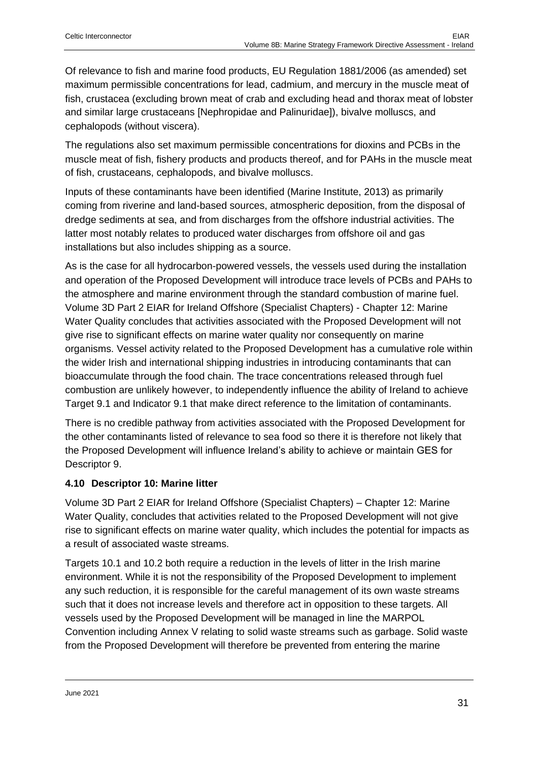Of relevance to fish and marine food products, EU Regulation 1881/2006 (as amended) set maximum permissible concentrations for lead, cadmium, and mercury in the muscle meat of fish, crustacea (excluding brown meat of crab and excluding head and thorax meat of lobster and similar large crustaceans [Nephropidae and Palinuridae]), bivalve molluscs, and cephalopods (without viscera).

The regulations also set maximum permissible concentrations for dioxins and PCBs in the muscle meat of fish, fishery products and products thereof, and for PAHs in the muscle meat of fish, crustaceans, cephalopods, and bivalve molluscs.

Inputs of these contaminants have been identified (Marine Institute, 2013) as primarily coming from riverine and land-based sources, atmospheric deposition, from the disposal of dredge sediments at sea, and from discharges from the offshore industrial activities. The latter most notably relates to produced water discharges from offshore oil and gas installations but also includes shipping as a source.

As is the case for all hydrocarbon-powered vessels, the vessels used during the installation and operation of the Proposed Development will introduce trace levels of PCBs and PAHs to the atmosphere and marine environment through the standard combustion of marine fuel. Volume 3D Part 2 EIAR for Ireland Offshore (Specialist Chapters) - Chapter 12: Marine Water Quality concludes that activities associated with the Proposed Development will not give rise to significant effects on marine water quality nor consequently on marine organisms. Vessel activity related to the Proposed Development has a cumulative role within the wider Irish and international shipping industries in introducing contaminants that can bioaccumulate through the food chain. The trace concentrations released through fuel combustion are unlikely however, to independently influence the ability of Ireland to achieve Target 9.1 and Indicator 9.1 that make direct reference to the limitation of contaminants.

There is no credible pathway from activities associated with the Proposed Development for the other contaminants listed of relevance to sea food so there it is therefore not likely that the Proposed Development will influence Ireland's ability to achieve or maintain GES for Descriptor 9.

## 4.10 Descriptor 10: Marine litter

Volume 3D Part 2 EIAR for Ireland Offshore (Specialist Chapters) – Chapter 12: Marine Water Quality, concludes that activities related to the Proposed Development will not give rise to significant effects on marine water quality, which includes the potential for impacts as a result of associated waste streams.

Targets 10.1 and 10.2 both require a reduction in the levels of litter in the Irish marine environment. While it is not the responsibility of the Proposed Development to implement any such reduction, it is responsible for the careful management of its own waste streams such that it does not increase levels and therefore act in opposition to these targets. All vessels used by the Proposed Development will be managed in line the MARPOL Convention including Annex V relating to solid waste streams such as garbage. Solid waste from the Proposed Development will therefore be prevented from entering the marine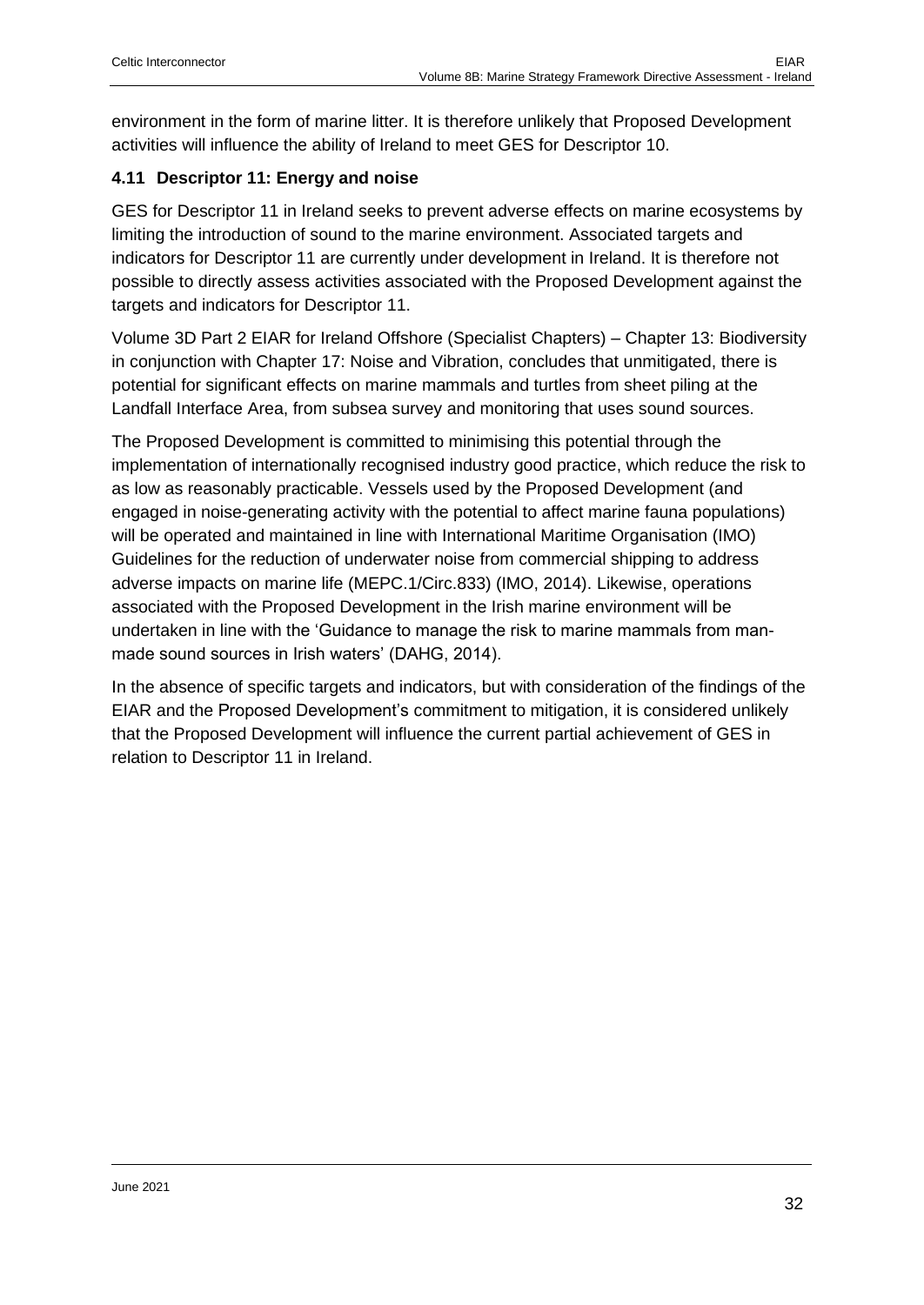environment in the form of marine litter. It is therefore unlikely that Proposed Development activities will influence the ability of Ireland to meet GES for Descriptor 10.

### 4.11 Descriptor 11: Energy and noise

GES for Descriptor 11 in Ireland seeks to prevent adverse effects on marine ecosystems by limiting the introduction of sound to the marine environment. Associated targets and indicators for Descriptor 11 are currently under development in Ireland. It is therefore not possible to directly assess activities associated with the Proposed Development against the targets and indicators for Descriptor 11.

Volume 3D Part 2 EIAR for Ireland Offshore (Specialist Chapters) – Chapter 13: Biodiversity in conjunction with Chapter 17: Noise and Vibration, concludes that unmitigated, there is potential for significant effects on marine mammals and turtles from sheet piling at the Landfall Interface Area, from subsea survey and monitoring that uses sound sources.

The Proposed Development is committed to minimising this potential through the implementation of internationally recognised industry good practice, which reduce the risk to as low as reasonably practicable. Vessels used by the Proposed Development (and engaged in noise-generating activity with the potential to affect marine fauna populations) will be operated and maintained in line with International Maritime Organisation (IMO) Guidelines for the reduction of underwater noise from commercial shipping to address adverse impacts on marine life (MEPC.1/Circ.833) (IMO, 2014). Likewise, operations associated with the Proposed Development in the Irish marine environment will be undertaken in line with the 'Guidance to manage the risk to marine mammals from man-made sound sources in Irish waters' (DAHG, 2014).

In the absence of specific targets and indicators, but with consideration of the findings of the EIAR and the Proposed Development's commitment to mitigation, it is considered unlikely that the Proposed Development will influence the current partial achievement of GES in relation to Descriptor 11 in Ireland.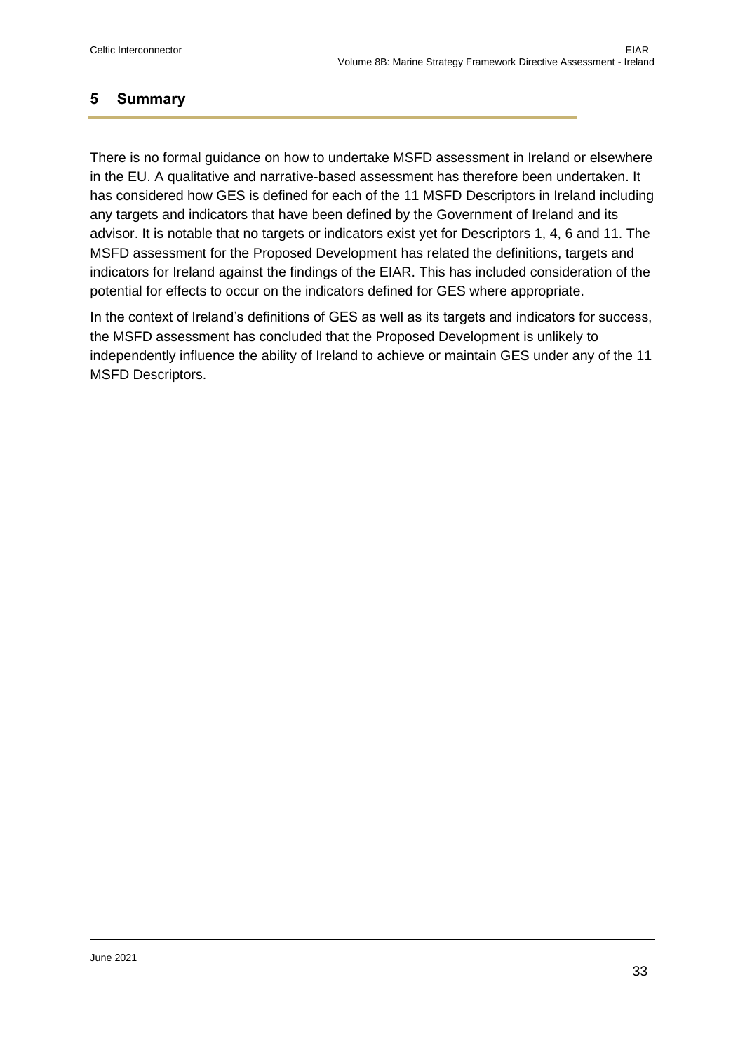# 5 Summary

There is no formal guidance on how to undertake MSFD assessment in Ireland or elsewhere in the EU. A qualitative and narrative-based assessment has therefore been undertaken. It has considered how GES is defined for each of the 11 MSFD Descriptors in Ireland including any targets and indicators that have been defined by the Government of Ireland and its advisor. It is notable that no targets or indicators exist yet for Descriptors 1, 4, 6 and 11. The MSFD assessment for the Proposed Development has related the definitions, targets and indicators for Ireland against the findings of the EIAR. This has included consideration of the potential for effects to occur on the indicators defined for GES where appropriate.

In the context of Ireland's definitions of GES as well as its targets and indicators for success, the MSFD assessment has concluded that the Proposed Development is unlikely to independently influence the ability of Ireland to achieve or maintain GES under any of the 11 MSFD Descriptors.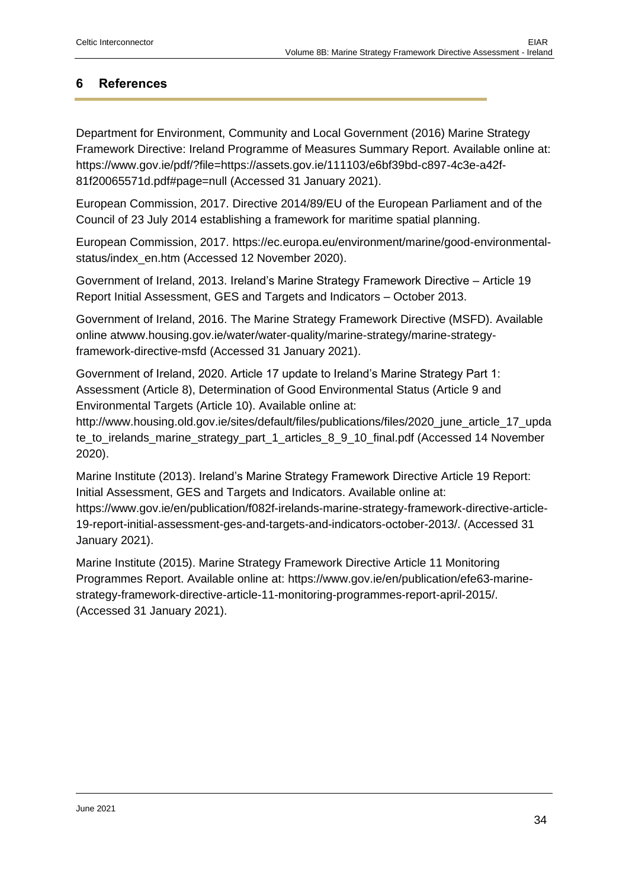# 6 References

Department for Environment, Community and Local Government (2016) Marine Strategy Framework Directive: Ireland Programme of Measures Summary Report. Available online at: https://www.gov.ie/pdf/?file=https://assets.gov.ie/111103/e6bf39bd-c897-4c3e-a42f-81f20065571d.pdf#page=null (Accessed 31 January 2021).

European Commission, 2017. Directive 2014/89/EU of the European Parliament and of the Council of 23 July 2014 establishing a framework for maritime spatial planning.

European Commission, 2017. https://ec.europa.eu/environment/marine/good-environmental-status/index_en.htm (Accessed 12 November 2020).

Government of Ireland, 2013. Ireland's Marine Strategy Framework Directive – Article 19 Report Initial Assessment, GES and Targets and Indicators – October 2013.

Government of Ireland, 2016. The Marine Strategy Framework Directive (MSFD). Available online atwww.housing.gov.ie/water/water-quality/marine-strategy/marine-strategy-framework-directive-msfd (Accessed 31 January 2021).

Government of Ireland, 2020. Article 17 update to Ireland's Marine Strategy Part 1: Assessment (Article 8), Determination of Good Environmental Status (Article 9 and Environmental Targets (Article 10). Available online at: http://www.housing.old.gov.ie/sites/default/files/publications/files/2020_june_article_17_update_to_irelands_marine_strategy_part_1_articles_8_9_10_final.pdf (Accessed 14 November 2020).

Marine Institute (2013). Ireland's Marine Strategy Framework Directive Article 19 Report: Initial Assessment, GES and Targets and Indicators. Available online at: https://www.gov.ie/en/publication/f082f-irelands-marine-strategy-framework-directive-article-19-report-initial-assessment-ges-and-targets-and-indicators-october-2013/. (Accessed 31 January 2021).

Marine Institute (2015). Marine Strategy Framework Directive Article 11 Monitoring Programmes Report. Available online at: https://www.gov.ie/en/publication/efe63-marine-strategy-framework-directive-article-11-monitoring-programmes-report-april-2015/. (Accessed 31 January 2021).